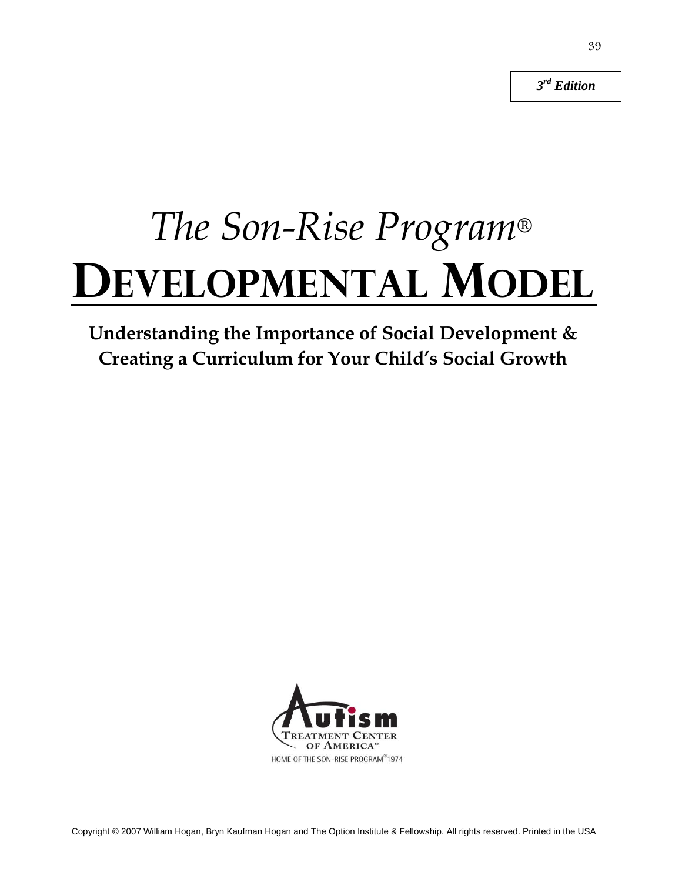***3rd Edition***

# *The Son-Rise Program®* DEVELOPMENTAL MODEL

**Understanding the Importance of Social Development & Creating a Curriculum for Your Child's Social Growth**

Autism Treatment Center of America™

HOME OF THE SON-RISE PROGRAM® 1974

Copyright © 2007 William Hogan, Bryn Kaufman Hogan and The Option Institute & Fellowship. All rights reserved. Printed in the USA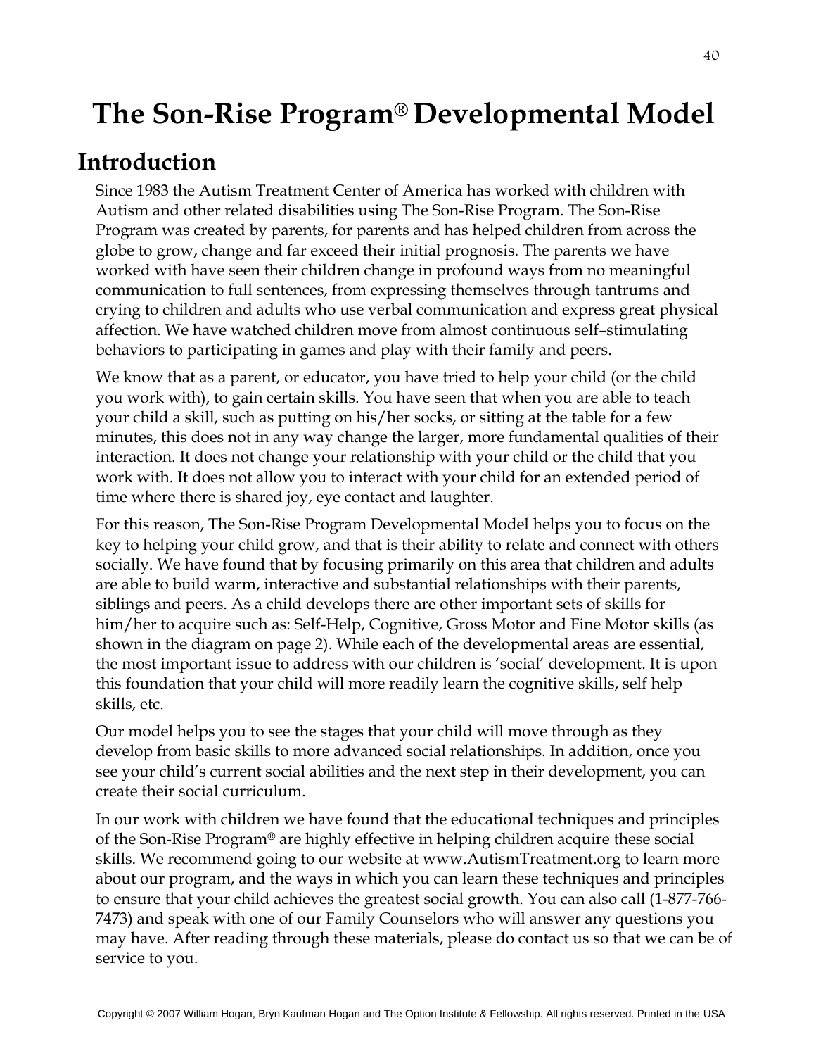# The Son-Rise Program® Developmental Model

## Introduction

Since 1983 the Autism Treatment Center of America has worked with children with Autism and other related disabilities using The Son-Rise Program. The Son-Rise Program was created by parents, for parents and has helped children from across the globe to grow, change and far exceed their initial prognosis. The parents we have worked with have seen their children change in profound ways from no meaningful communication to full sentences, from expressing themselves through tantrums and crying to children and adults who use verbal communication and express great physical affection. We have watched children move from almost continuous self–stimulating behaviors to participating in games and play with their family and peers.

We know that as a parent, or educator, you have tried to help your child (or the child you work with), to gain certain skills. You have seen that when you are able to teach your child a skill, such as putting on his/her socks, or sitting at the table for a few minutes, this does not in any way change the larger, more fundamental qualities of their interaction. It does not change your relationship with your child or the child that you work with. It does not allow you to interact with your child for an extended period of time where there is shared joy, eye contact and laughter.

For this reason, The Son-Rise Program Developmental Model helps you to focus on the key to helping your child grow, and that is their ability to relate and connect with others socially. We have found that by focusing primarily on this area that children and adults are able to build warm, interactive and substantial relationships with their parents, siblings and peers. As a child develops there are other important sets of skills for him/her to acquire such as: Self-Help, Cognitive, Gross Motor and Fine Motor skills (as shown in the diagram on page 2). While each of the developmental areas are essential, the most important issue to address with our children is 'social' development. It is upon this foundation that your child will more readily learn the cognitive skills, self help skills, etc.

Our model helps you to see the stages that your child will move through as they develop from basic skills to more advanced social relationships. In addition, once you see your child's current social abilities and the next step in their development, you can create their social curriculum.

In our work with children we have found that the educational techniques and principles of the Son-Rise Program® are highly effective in helping children acquire these social skills. We recommend going to our website at www.AutismTreatment.org to learn more about our program, and the ways in which you can learn these techniques and principles to ensure that your child achieves the greatest social growth. You can also call (1-877-766-7473) and speak with one of our Family Counselors who will answer any questions you may have. After reading through these materials, please do contact us so that we can be of service to you.

Copyright © 2007 William Hogan, Bryn Kaufman Hogan and The Option Institute & Fellowship. All rights reserved. Printed in the USA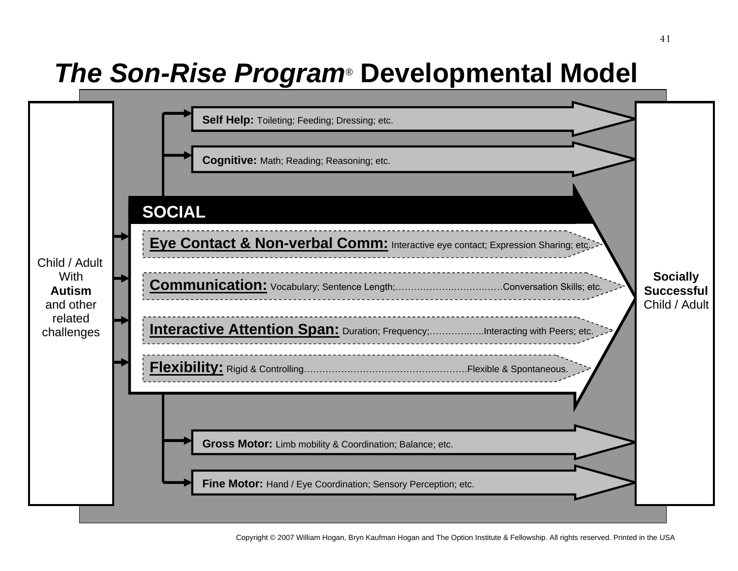# *The Son-Rise Program*® Developmental Model

Child / Adult With **Autism** and other related challenges

**Self Help:** Toileting; Feeding; Dressing; etc.

**Cognitive:** Math; Reading; Reasoning; etc.

**SOCIAL**

- **Eye Contact & Non-verbal Comm:** Interactive eye contact; Expression Sharing; etc.
- **Communication:** Vocabulary; Sentence Length;………………………………Conversation Skills; etc.
- **Interactive Attention Span:** Duration; Frequency;……………..Interacting with Peers; etc.
- **Flexibility:** Rigid & Controlling………………………………………………Flexible & Spontaneous.

**Gross Motor:** Limb mobility & Coordination; Balance; etc.

**Fine Motor:** Hand / Eye Coordination; Sensory Perception; etc.

**Socially Successful** Child / Adult

Copyright © 2007 William Hogan, Bryn Kaufman Hogan and The Option Institute & Fellowship. All rights reserved. Printed in the USA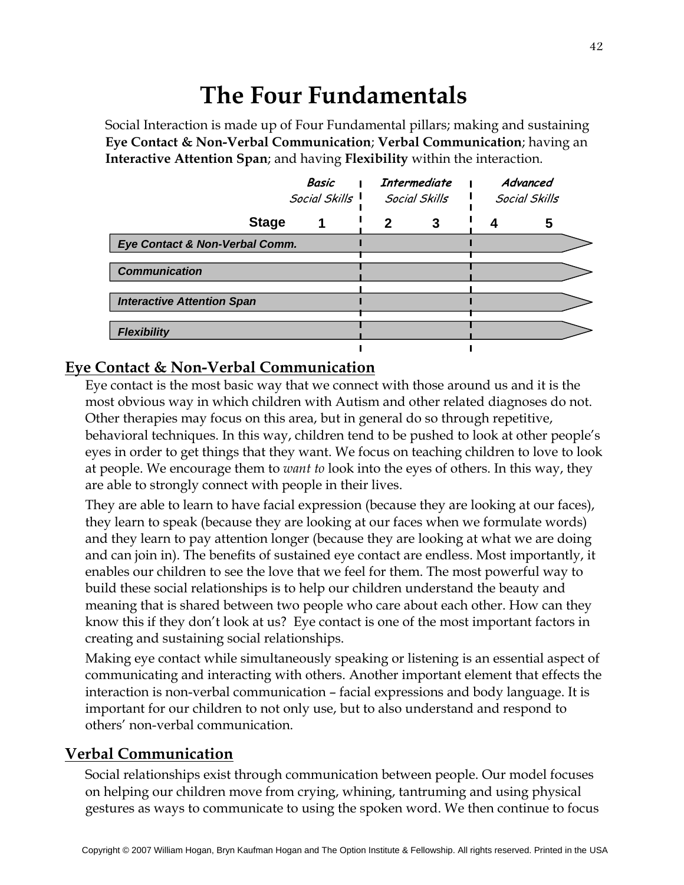# The Four Fundamentals

Social Interaction is made up of Four Fundamental pillars; making and sustaining **Eye Contact & Non-Verbal Communication**; **Verbal Communication**; having an **Interactive Attention Span**; and having **Flexibility** within the interaction.

| | *Basic Social Skills* | *Intermediate Social Skills* | | *Advanced Social Skills* | |
|---|---|---|---|---|---|
| **Stage** | **1** | **2** | **3** | **4** | **5** |
| ***Eye Contact & Non-Verbal Comm.*** | | | | | |
| ***Communication*** | | | | | |
| ***Interactive Attention Span*** | | | | | |
| ***Flexibility*** | | | | | |

## Eye Contact & Non-Verbal Communication

Eye contact is the most basic way that we connect with those around us and it is the most obvious way in which children with Autism and other related diagnoses do not. Other therapies may focus on this area, but in general do so through repetitive, behavioral techniques. In this way, children tend to be pushed to look at other people's eyes in order to get things that they want. We focus on teaching children to love to look at people. We encourage them to *want to* look into the eyes of others. In this way, they are able to strongly connect with people in their lives.

They are able to learn to have facial expression (because they are looking at our faces), they learn to speak (because they are looking at our faces when we formulate words) and they learn to pay attention longer (because they are looking at what we are doing and can join in). The benefits of sustained eye contact are endless. Most importantly, it enables our children to see the love that we feel for them. The most powerful way to build these social relationships is to help our children understand the beauty and meaning that is shared between two people who care about each other. How can they know this if they don't look at us? Eye contact is one of the most important factors in creating and sustaining social relationships.

Making eye contact while simultaneously speaking or listening is an essential aspect of communicating and interacting with others. Another important element that effects the interaction is non-verbal communication – facial expressions and body language. It is important for our children to not only use, but to also understand and respond to others' non-verbal communication.

## Verbal Communication

Social relationships exist through communication between people. Our model focuses on helping our children move from crying, whining, tantruming and using physical gestures as ways to communicate to using the spoken word. We then continue to focus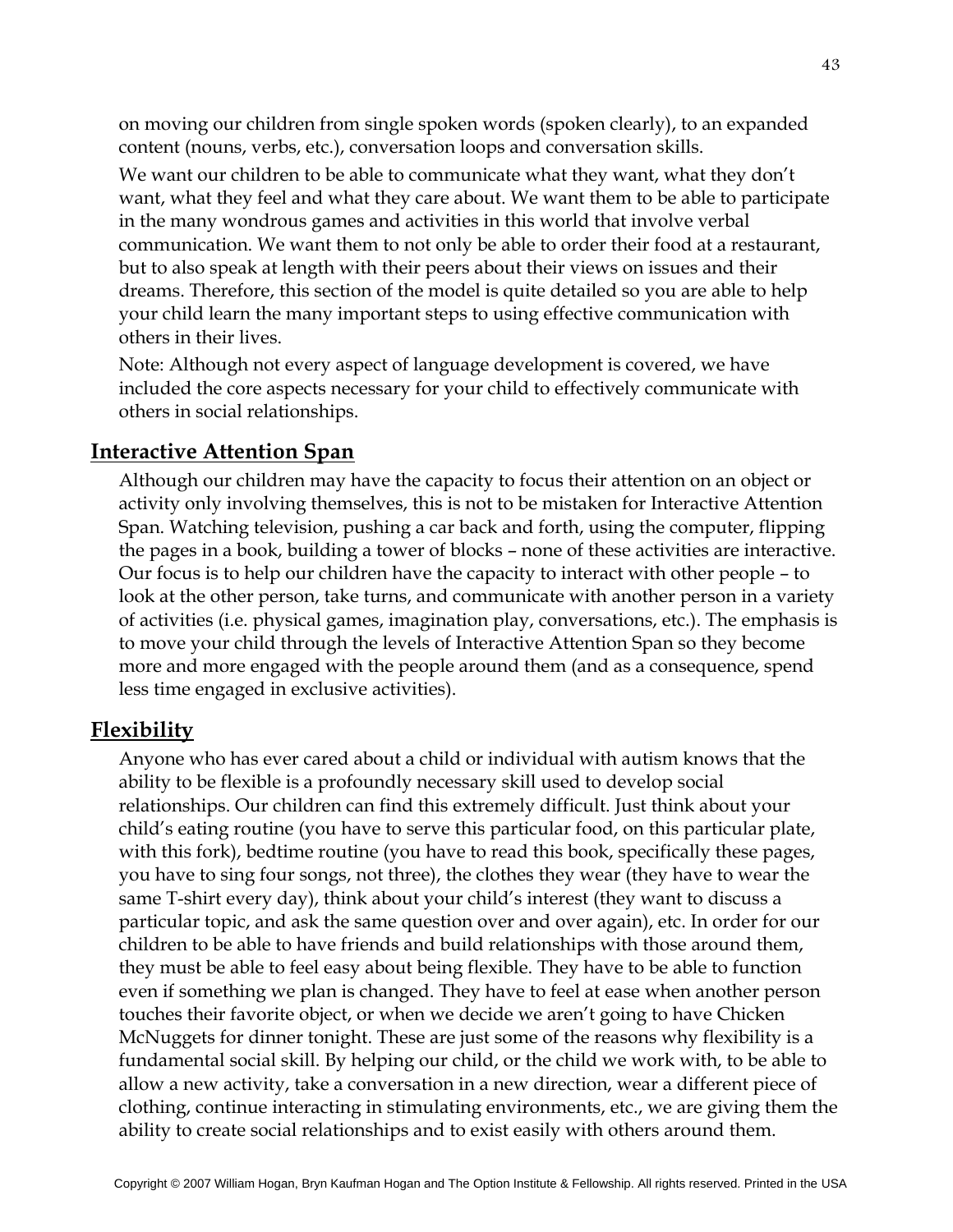on moving our children from single spoken words (spoken clearly), to an expanded content (nouns, verbs, etc.), conversation loops and conversation skills.

We want our children to be able to communicate what they want, what they don't want, what they feel and what they care about. We want them to be able to participate in the many wondrous games and activities in this world that involve verbal communication. We want them to not only be able to order their food at a restaurant, but to also speak at length with their peers about their views on issues and their dreams. Therefore, this section of the model is quite detailed so you are able to help your child learn the many important steps to using effective communication with others in their lives.

Note: Although not every aspect of language development is covered, we have included the core aspects necessary for your child to effectively communicate with others in social relationships.

## Interactive Attention Span

Although our children may have the capacity to focus their attention on an object or activity only involving themselves, this is not to be mistaken for Interactive Attention Span. Watching television, pushing a car back and forth, using the computer, flipping the pages in a book, building a tower of blocks – none of these activities are interactive. Our focus is to help our children have the capacity to interact with other people – to look at the other person, take turns, and communicate with another person in a variety of activities (i.e. physical games, imagination play, conversations, etc.). The emphasis is to move your child through the levels of Interactive Attention Span so they become more and more engaged with the people around them (and as a consequence, spend less time engaged in exclusive activities).

## Flexibility

Anyone who has ever cared about a child or individual with autism knows that the ability to be flexible is a profoundly necessary skill used to develop social relationships. Our children can find this extremely difficult. Just think about your child's eating routine (you have to serve this particular food, on this particular plate, with this fork), bedtime routine (you have to read this book, specifically these pages, you have to sing four songs, not three), the clothes they wear (they have to wear the same T-shirt every day), think about your child's interest (they want to discuss a particular topic, and ask the same question over and over again), etc. In order for our children to be able to have friends and build relationships with those around them, they must be able to feel easy about being flexible. They have to be able to function even if something we plan is changed. They have to feel at ease when another person touches their favorite object, or when we decide we aren't going to have Chicken McNuggets for dinner tonight. These are just some of the reasons why flexibility is a fundamental social skill. By helping our child, or the child we work with, to be able to allow a new activity, take a conversation in a new direction, wear a different piece of clothing, continue interacting in stimulating environments, etc., we are giving them the ability to create social relationships and to exist easily with others around them.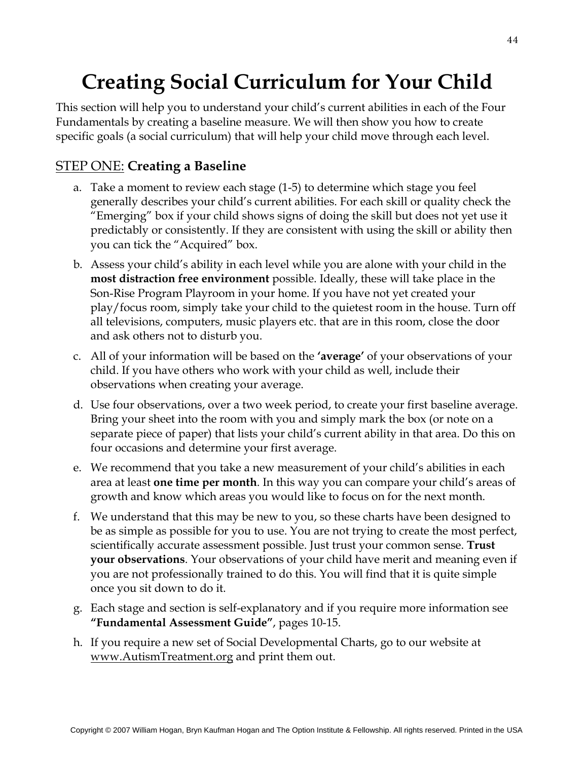# Creating Social Curriculum for Your Child

This section will help you to understand your child's current abilities in each of the Four Fundamentals by creating a baseline measure. We will then show you how to create specific goals (a social curriculum) that will help your child move through each level.

## STEP ONE: **Creating a Baseline**

a. Take a moment to review each stage (1-5) to determine which stage you feel generally describes your child's current abilities. For each skill or quality check the "Emerging" box if your child shows signs of doing the skill but does not yet use it predictably or consistently. If they are consistent with using the skill or ability then you can tick the "Acquired" box.

b. Assess your child's ability in each level while you are alone with your child in the **most distraction free environment** possible. Ideally, these will take place in the Son-Rise Program Playroom in your home. If you have not yet created your play/focus room, simply take your child to the quietest room in the house. Turn off all televisions, computers, music players etc. that are in this room, close the door and ask others not to disturb you.

c. All of your information will be based on the **'average'** of your observations of your child. If you have others who work with your child as well, include their observations when creating your average.

d. Use four observations, over a two week period, to create your first baseline average. Bring your sheet into the room with you and simply mark the box (or note on a separate piece of paper) that lists your child's current ability in that area. Do this on four occasions and determine your first average.

e. We recommend that you take a new measurement of your child's abilities in each area at least **one time per month**. In this way you can compare your child's areas of growth and know which areas you would like to focus on for the next month.

f. We understand that this may be new to you, so these charts have been designed to be as simple as possible for you to use. You are not trying to create the most perfect, scientifically accurate assessment possible. Just trust your common sense. **Trust your observations**. Your observations of your child have merit and meaning even if you are not professionally trained to do this. You will find that it is quite simple once you sit down to do it.

g. Each stage and section is self-explanatory and if you require more information see **"Fundamental Assessment Guide"**, pages 10-15.

h. If you require a new set of Social Developmental Charts, go to our website at www.AutismTreatment.org and print them out.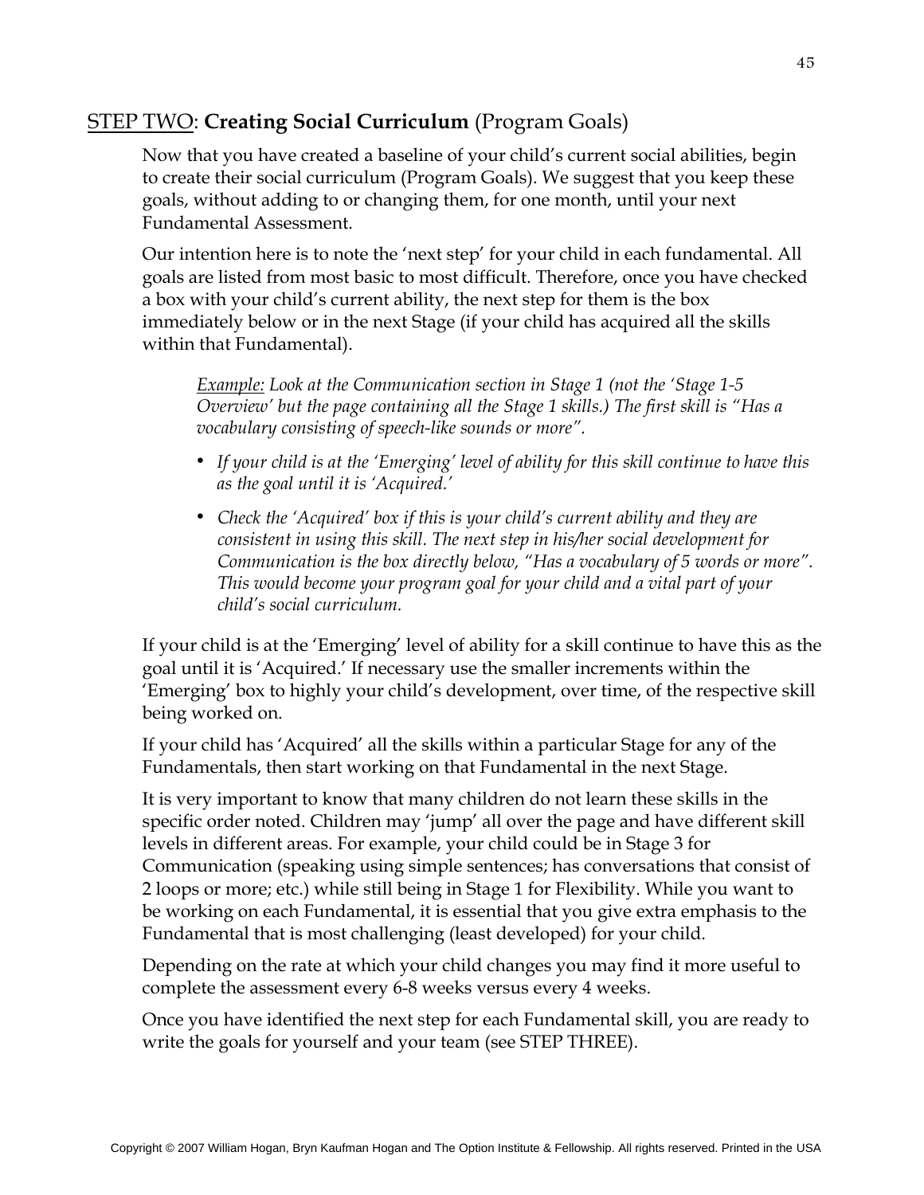## <u>STEP TWO</u>: **Creating Social Curriculum** (Program Goals)

Now that you have created a baseline of your child's current social abilities, begin to create their social curriculum (Program Goals). We suggest that you keep these goals, without adding to or changing them, for one month, until your next Fundamental Assessment.

Our intention here is to note the 'next step' for your child in each fundamental. All goals are listed from most basic to most difficult. Therefore, once you have checked a box with your child's current ability, the next step for them is the box immediately below or in the next Stage (if your child has acquired all the skills within that Fundamental).

> *<u>Example:</u> Look at the Communication section in Stage 1 (not the 'Stage 1-5 Overview' but the page containing all the Stage 1 skills.) The first skill is "Has a vocabulary consisting of speech-like sounds or more".*
>
> - *If your child is at the 'Emerging' level of ability for this skill continue to have this as the goal until it is 'Acquired.'*
> - *Check the 'Acquired' box if this is your child's current ability and they are consistent in using this skill. The next step in his/her social development for Communication is the box directly below, "Has a vocabulary of 5 words or more". This would become your program goal for your child and a vital part of your child's social curriculum.*

If your child is at the 'Emerging' level of ability for a skill continue to have this as the goal until it is 'Acquired.' If necessary use the smaller increments within the 'Emerging' box to highly your child's development, over time, of the respective skill being worked on.

If your child has 'Acquired' all the skills within a particular Stage for any of the Fundamentals, then start working on that Fundamental in the next Stage.

It is very important to know that many children do not learn these skills in the specific order noted. Children may 'jump' all over the page and have different skill levels in different areas. For example, your child could be in Stage 3 for Communication (speaking using simple sentences; has conversations that consist of 2 loops or more; etc.) while still being in Stage 1 for Flexibility. While you want to be working on each Fundamental, it is essential that you give extra emphasis to the Fundamental that is most challenging (least developed) for your child.

Depending on the rate at which your child changes you may find it more useful to complete the assessment every 6-8 weeks versus every 4 weeks.

Once you have identified the next step for each Fundamental skill, you are ready to write the goals for yourself and your team (see STEP THREE).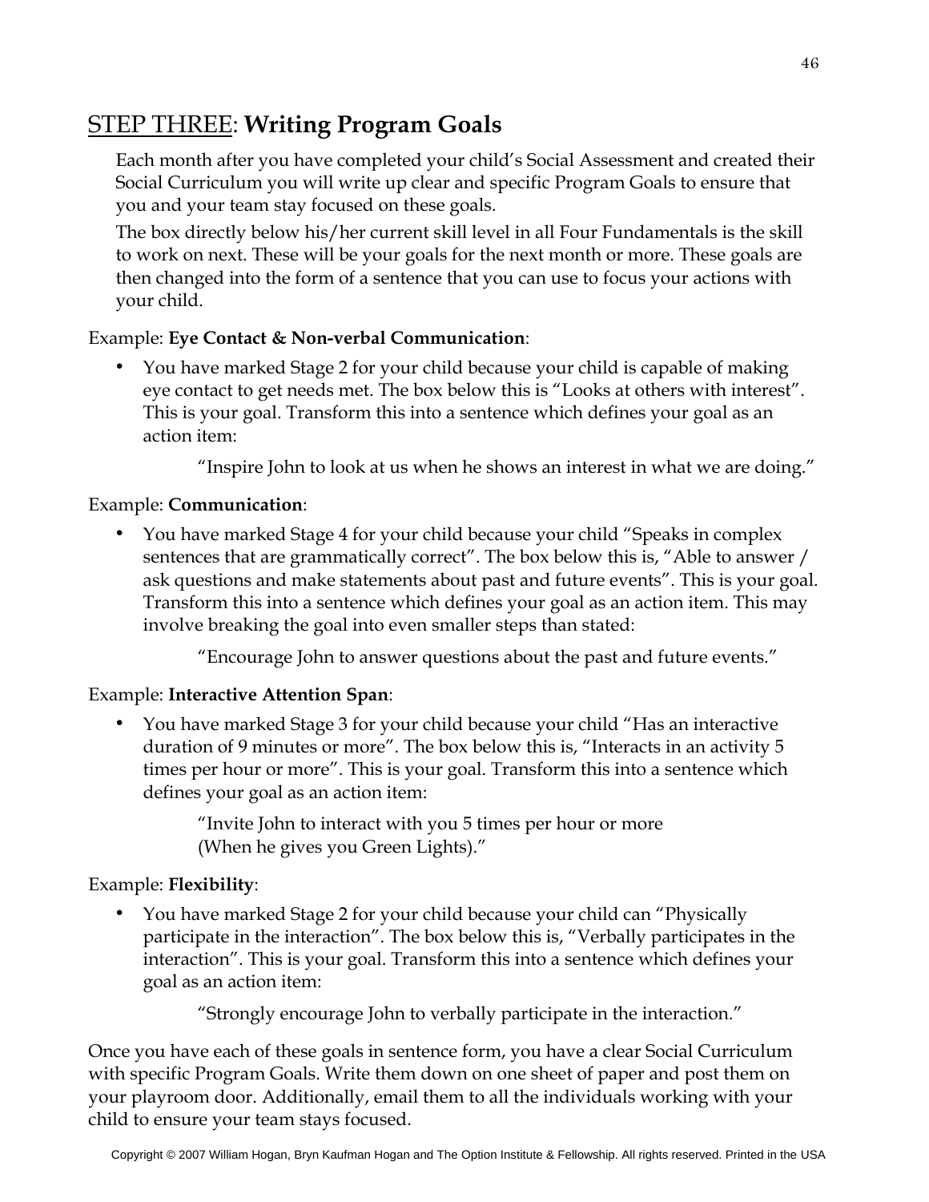## STEP THREE: **Writing Program Goals**

Each month after you have completed your child's Social Assessment and created their Social Curriculum you will write up clear and specific Program Goals to ensure that you and your team stay focused on these goals.

The box directly below his/her current skill level in all Four Fundamentals is the skill to work on next. These will be your goals for the next month or more. These goals are then changed into the form of a sentence that you can use to focus your actions with your child.

Example: **Eye Contact & Non-verbal Communication**:

- You have marked Stage 2 for your child because your child is capable of making eye contact to get needs met. The box below this is "Looks at others with interest". This is your goal. Transform this into a sentence which defines your goal as an action item:

  > "Inspire John to look at us when he shows an interest in what we are doing."

Example: **Communication**:

- You have marked Stage 4 for your child because your child "Speaks in complex sentences that are grammatically correct". The box below this is, "Able to answer / ask questions and make statements about past and future events". This is your goal. Transform this into a sentence which defines your goal as an action item. This may involve breaking the goal into even smaller steps than stated:

  > "Encourage John to answer questions about the past and future events."

Example: **Interactive Attention Span**:

- You have marked Stage 3 for your child because your child "Has an interactive duration of 9 minutes or more". The box below this is, "Interacts in an activity 5 times per hour or more". This is your goal. Transform this into a sentence which defines your goal as an action item:

  > "Invite John to interact with you 5 times per hour or more
  > (When he gives you Green Lights)."

Example: **Flexibility**:

- You have marked Stage 2 for your child because your child can "Physically participate in the interaction". The box below this is, "Verbally participates in the interaction". This is your goal. Transform this into a sentence which defines your goal as an action item:

  > "Strongly encourage John to verbally participate in the interaction."

Once you have each of these goals in sentence form, you have a clear Social Curriculum with specific Program Goals. Write them down on one sheet of paper and post them on your playroom door. Additionally, email them to all the individuals working with your child to ensure your team stays focused.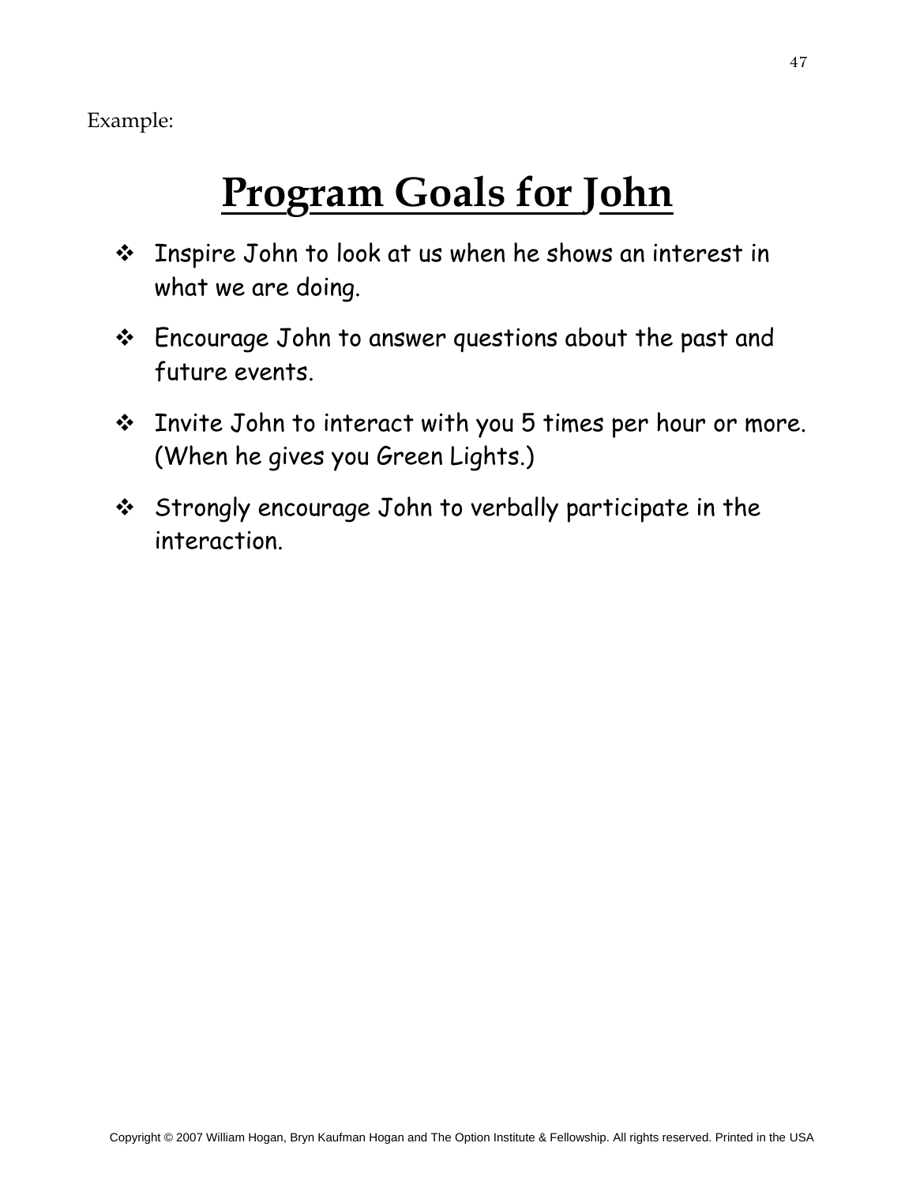Example:

# Program Goals for John

- Inspire John to look at us when he shows an interest in what we are doing.
- Encourage John to answer questions about the past and future events.
- Invite John to interact with you 5 times per hour or more. (When he gives you Green Lights.)
- Strongly encourage John to verbally participate in the interaction.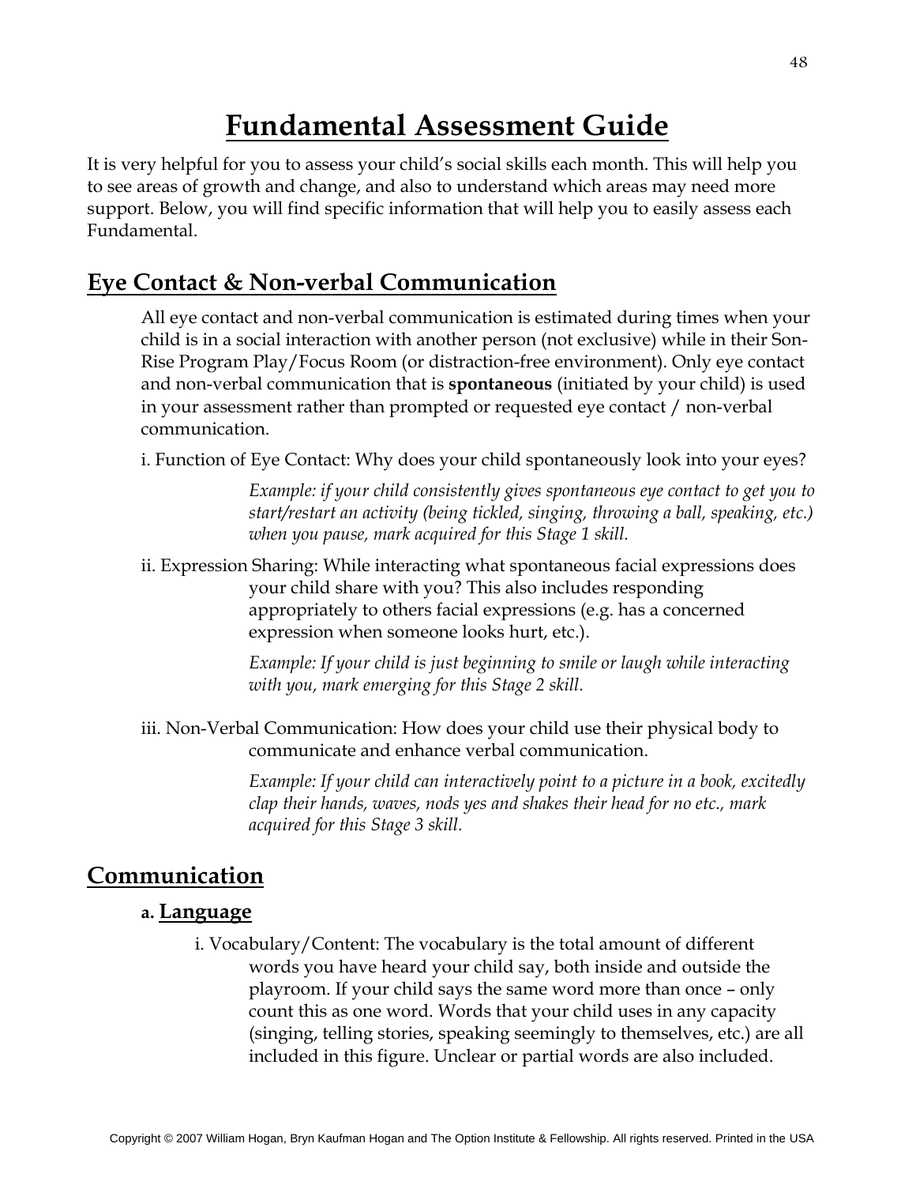# Fundamental Assessment Guide

It is very helpful for you to assess your child's social skills each month. This will help you to see areas of growth and change, and also to understand which areas may need more support. Below, you will find specific information that will help you to easily assess each Fundamental.

## Eye Contact & Non-verbal Communication

All eye contact and non-verbal communication is estimated during times when your child is in a social interaction with another person (not exclusive) while in their Son-Rise Program Play/Focus Room (or distraction-free environment). Only eye contact and non-verbal communication that is **spontaneous** (initiated by your child) is used in your assessment rather than prompted or requested eye contact / non-verbal communication.

i. Function of Eye Contact: Why does your child spontaneously look into your eyes?

*Example: if your child consistently gives spontaneous eye contact to get you to start/restart an activity (being tickled, singing, throwing a ball, speaking, etc.) when you pause, mark acquired for this Stage 1 skill.*

ii. Expression Sharing: While interacting what spontaneous facial expressions does your child share with you? This also includes responding appropriately to others facial expressions (e.g. has a concerned expression when someone looks hurt, etc.).

*Example: If your child is just beginning to smile or laugh while interacting with you, mark emerging for this Stage 2 skill.*

iii. Non-Verbal Communication: How does your child use their physical body to communicate and enhance verbal communication.

*Example: If your child can interactively point to a picture in a book, excitedly clap their hands, waves, nods yes and shakes their head for no etc., mark acquired for this Stage 3 skill.*

## Communication

### a. Language

i. Vocabulary/Content: The vocabulary is the total amount of different words you have heard your child say, both inside and outside the playroom. If your child says the same word more than once – only count this as one word. Words that your child uses in any capacity (singing, telling stories, speaking seemingly to themselves, etc.) are all included in this figure. Unclear or partial words are also included.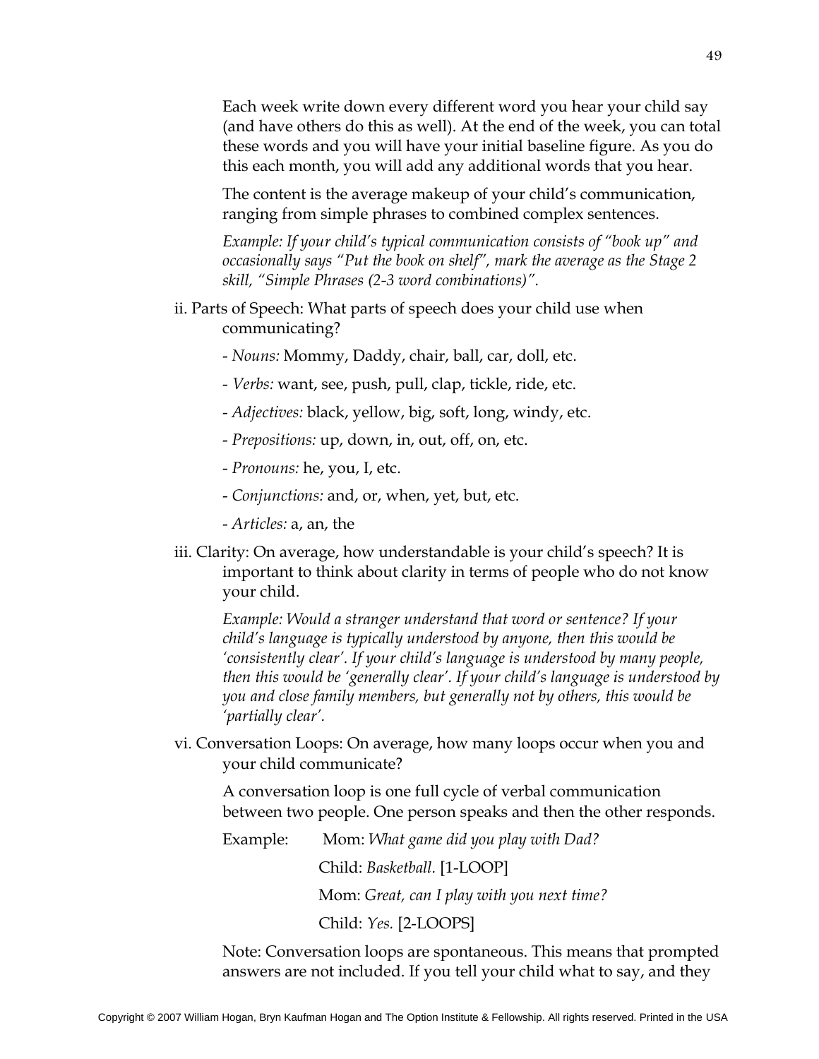Each week write down every different word you hear your child say (and have others do this as well). At the end of the week, you can total these words and you will have your initial baseline figure. As you do this each month, you will add any additional words that you hear.

The content is the average makeup of your child's communication, ranging from simple phrases to combined complex sentences.

*Example: If your child's typical communication consists of "book up" and occasionally says "Put the book on shelf", mark the average as the Stage 2 skill, "Simple Phrases (2-3 word combinations)".*

ii. Parts of Speech: What parts of speech does your child use when communicating?

- *Nouns:* Mommy, Daddy, chair, ball, car, doll, etc.
- *Verbs:* want, see, push, pull, clap, tickle, ride, etc.
- *Adjectives:* black, yellow, big, soft, long, windy, etc.
- *Prepositions:* up, down, in, out, off, on, etc.
- *Pronouns:* he, you, I, etc.
- *Conjunctions:* and, or, when, yet, but, etc.
- *Articles:* a, an, the

iii. Clarity: On average, how understandable is your child's speech? It is important to think about clarity in terms of people who do not know your child.

*Example: Would a stranger understand that word or sentence? If your child's language is typically understood by anyone, then this would be 'consistently clear'. If your child's language is understood by many people, then this would be 'generally clear'. If your child's language is understood by you and close family members, but generally not by others, this would be 'partially clear'.*

vi. Conversation Loops: On average, how many loops occur when you and your child communicate?

A conversation loop is one full cycle of verbal communication between two people. One person speaks and then the other responds.

Example: Mom: *What game did you play with Dad?*

Child: *Basketball.* [1-LOOP]

Mom: *Great, can I play with you next time?*

Child: *Yes.* [2-LOOPS]

Note: Conversation loops are spontaneous. This means that prompted answers are not included. If you tell your child what to say, and they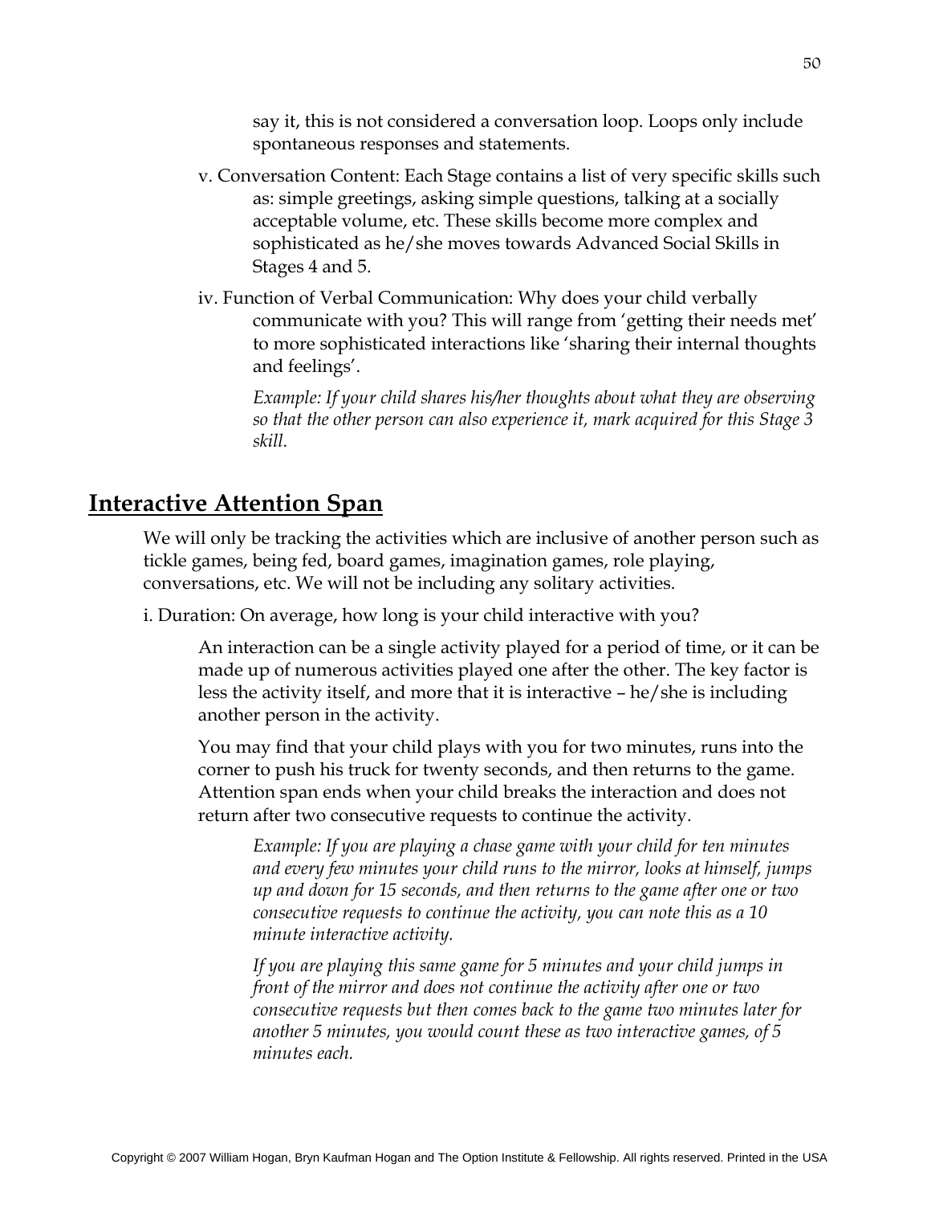say it, this is not considered a conversation loop. Loops only include spontaneous responses and statements.

v. Conversation Content: Each Stage contains a list of very specific skills such as: simple greetings, asking simple questions, talking at a socially acceptable volume, etc. These skills become more complex and sophisticated as he/she moves towards Advanced Social Skills in Stages 4 and 5.

iv. Function of Verbal Communication: Why does your child verbally communicate with you? This will range from 'getting their needs met' to more sophisticated interactions like 'sharing their internal thoughts and feelings'.

*Example: If your child shares his/her thoughts about what they are observing so that the other person can also experience it, mark acquired for this Stage 3 skill.*

## **Interactive Attention Span**

We will only be tracking the activities which are inclusive of another person such as tickle games, being fed, board games, imagination games, role playing, conversations, etc. We will not be including any solitary activities.

i. Duration: On average, how long is your child interactive with you?

An interaction can be a single activity played for a period of time, or it can be made up of numerous activities played one after the other. The key factor is less the activity itself, and more that it is interactive – he/she is including another person in the activity.

You may find that your child plays with you for two minutes, runs into the corner to push his truck for twenty seconds, and then returns to the game. Attention span ends when your child breaks the interaction and does not return after two consecutive requests to continue the activity.

*Example: If you are playing a chase game with your child for ten minutes and every few minutes your child runs to the mirror, looks at himself, jumps up and down for 15 seconds, and then returns to the game after one or two consecutive requests to continue the activity, you can note this as a 10 minute interactive activity.*

*If you are playing this same game for 5 minutes and your child jumps in front of the mirror and does not continue the activity after one or two consecutive requests but then comes back to the game two minutes later for another 5 minutes, you would count these as two interactive games, of 5 minutes each.*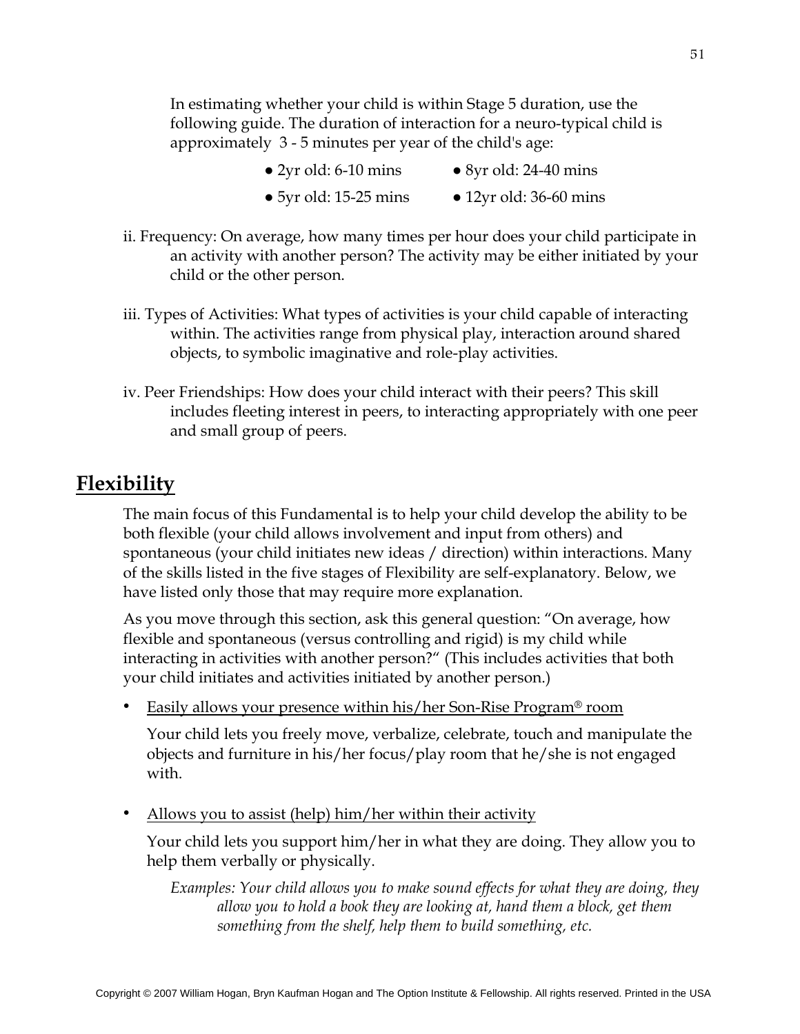In estimating whether your child is within Stage 5 duration, use the following guide. The duration of interaction for a neuro-typical child is approximately 3 - 5 minutes per year of the child's age:

- 2yr old: 6-10 mins
- 8yr old: 24-40 mins
- 5yr old: 15-25 mins
- 12yr old: 36-60 mins

ii. Frequency: On average, how many times per hour does your child participate in an activity with another person? The activity may be either initiated by your child or the other person.

iii. Types of Activities: What types of activities is your child capable of interacting within. The activities range from physical play, interaction around shared objects, to symbolic imaginative and role-play activities.

iv. Peer Friendships: How does your child interact with their peers? This skill includes fleeting interest in peers, to interacting appropriately with one peer and small group of peers.

## **Flexibility**

The main focus of this Fundamental is to help your child develop the ability to be both flexible (your child allows involvement and input from others) and spontaneous (your child initiates new ideas / direction) within interactions. Many of the skills listed in the five stages of Flexibility are self-explanatory. Below, we have listed only those that may require more explanation.

As you move through this section, ask this general question: "On average, how flexible and spontaneous (versus controlling and rigid) is my child while interacting in activities with another person?" (This includes activities that both your child initiates and activities initiated by another person.)

- <u>Easily allows your presence within his/her Son-Rise Program® room</u>

  Your child lets you freely move, verbalize, celebrate, touch and manipulate the objects and furniture in his/her focus/play room that he/she is not engaged with.

- <u>Allows you to assist (help) him/her within their activity</u>

  Your child lets you support him/her in what they are doing. They allow you to help them verbally or physically.

  *Examples: Your child allows you to make sound effects for what they are doing, they allow you to hold a book they are looking at, hand them a block, get them something from the shelf, help them to build something, etc.*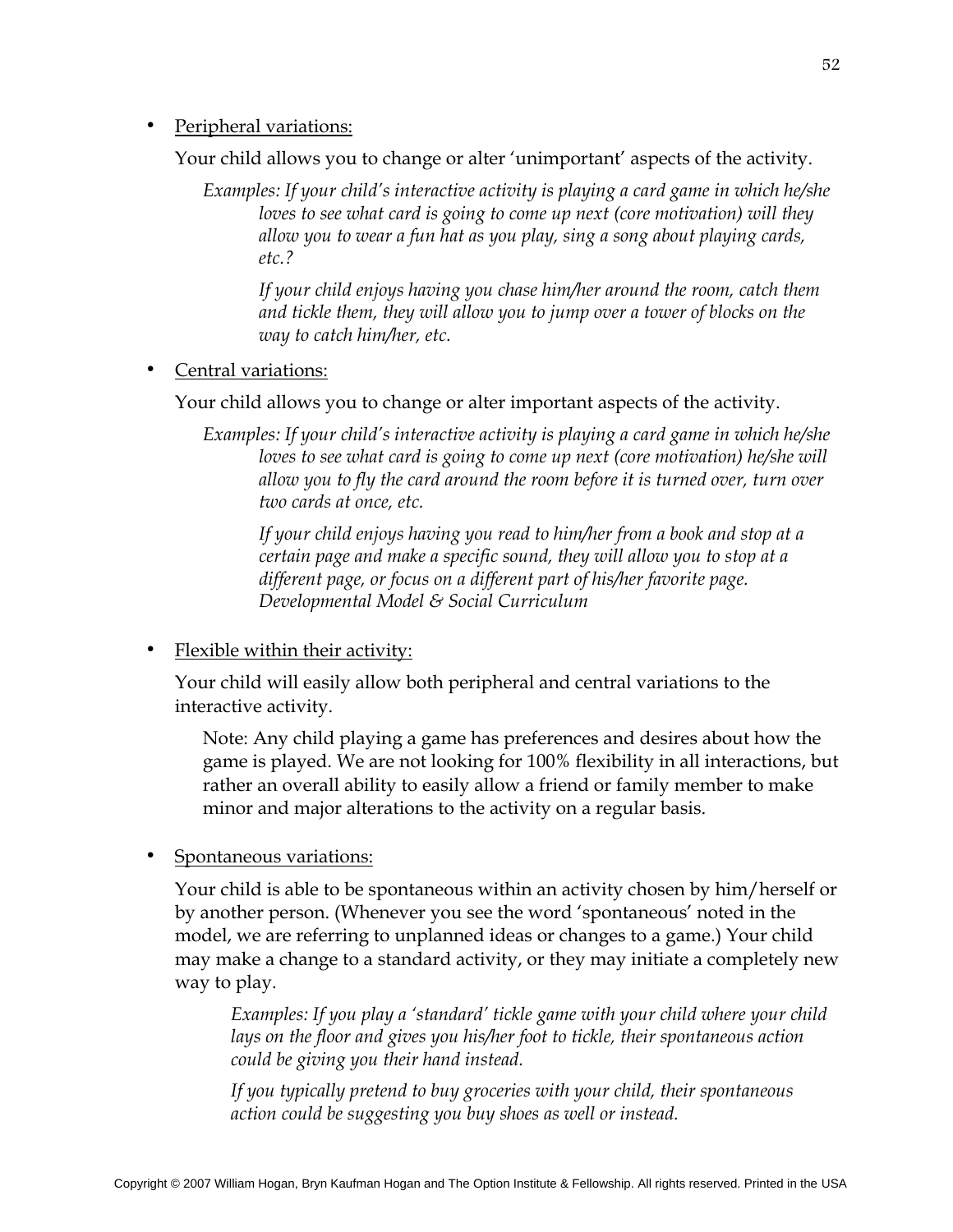- <u>Peripheral variations:</u>

  Your child allows you to change or alter 'unimportant' aspects of the activity.

  *Examples: If your child's interactive activity is playing a card game in which he/she loves to see what card is going to come up next (core motivation) will they allow you to wear a fun hat as you play, sing a song about playing cards, etc.?*

  *If your child enjoys having you chase him/her around the room, catch them and tickle them, they will allow you to jump over a tower of blocks on the way to catch him/her, etc.*

- <u>Central variations:</u>

  Your child allows you to change or alter important aspects of the activity.

  *Examples: If your child's interactive activity is playing a card game in which he/she loves to see what card is going to come up next (core motivation) he/she will allow you to fly the card around the room before it is turned over, turn over two cards at once, etc.*

  *If your child enjoys having you read to him/her from a book and stop at a certain page and make a specific sound, they will allow you to stop at a different page, or focus on a different part of his/her favorite page. Developmental Model & Social Curriculum*

- <u>Flexible within their activity:</u>

  Your child will easily allow both peripheral and central variations to the interactive activity.

  Note: Any child playing a game has preferences and desires about how the game is played. We are not looking for 100% flexibility in all interactions, but rather an overall ability to easily allow a friend or family member to make minor and major alterations to the activity on a regular basis.

- <u>Spontaneous variations:</u>

  Your child is able to be spontaneous within an activity chosen by him/herself or by another person. (Whenever you see the word 'spontaneous' noted in the model, we are referring to unplanned ideas or changes to a game.) Your child may make a change to a standard activity, or they may initiate a completely new way to play.

  *Examples: If you play a 'standard' tickle game with your child where your child lays on the floor and gives you his/her foot to tickle, their spontaneous action could be giving you their hand instead.*

  *If you typically pretend to buy groceries with your child, their spontaneous action could be suggesting you buy shoes as well or instead.*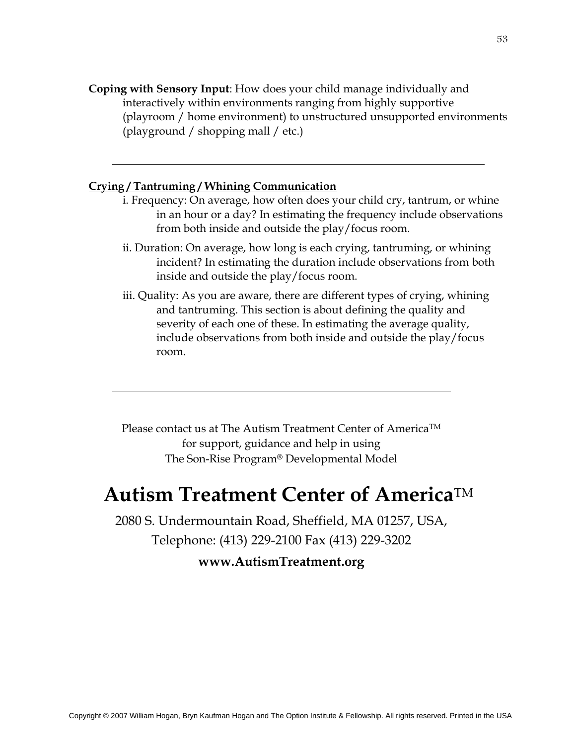**Coping with Sensory Input**: How does your child manage individually and interactively within environments ranging from highly supportive (playroom / home environment) to unstructured unsupported environments (playground / shopping mall / etc.)

---

**<u>Crying / Tantruming / Whining Communication</u>**

i. Frequency: On average, how often does your child cry, tantrum, or whine in an hour or a day? In estimating the frequency include observations from both inside and outside the play/focus room.

ii. Duration: On average, how long is each crying, tantruming, or whining incident? In estimating the duration include observations from both inside and outside the play/focus room.

iii. Quality: As you are aware, there are different types of crying, whining and tantruming. This section is about defining the quality and severity of each one of these. In estimating the average quality, include observations from both inside and outside the play/focus room.

---

Please contact us at The Autism Treatment Center of America™
for support, guidance and help in using
The Son-Rise Program® Developmental Model

# Autism Treatment Center of America™

2080 S. Undermountain Road, Sheffield, MA 01257, USA,
Telephone: (413) 229-2100 Fax (413) 229-3202

**www.AutismTreatment.org**

Copyright © 2007 William Hogan, Bryn Kaufman Hogan and The Option Institute & Fellowship. All rights reserved. Printed in the USA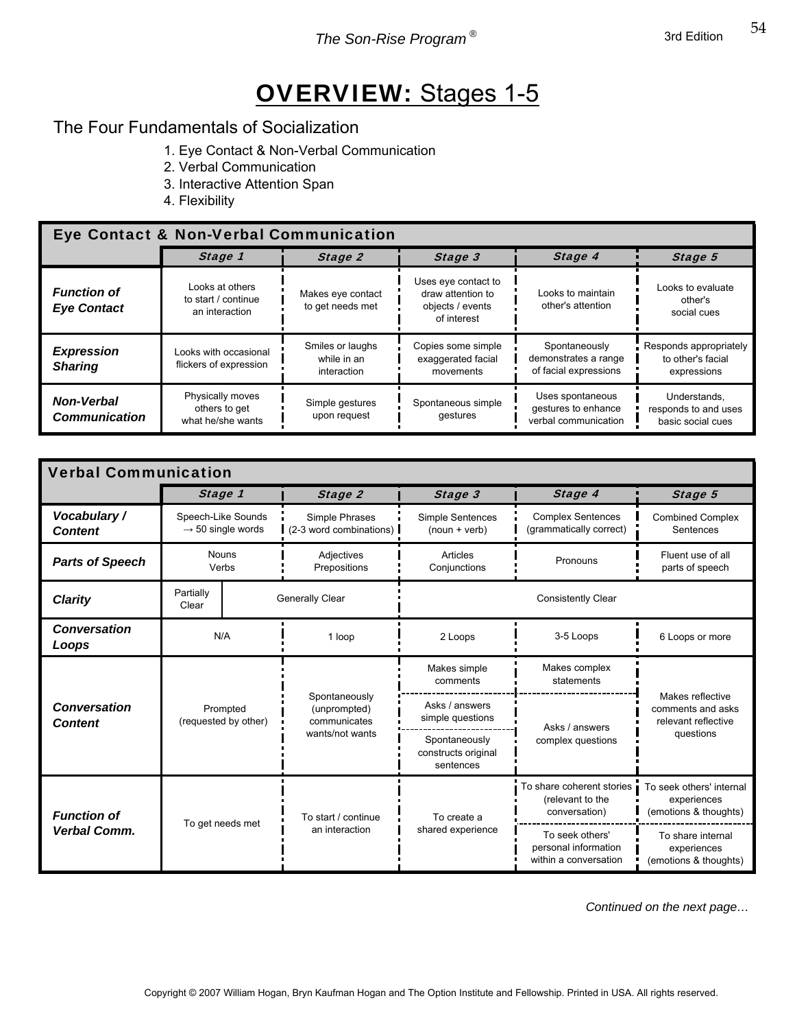# **OVERVIEW:** Stages 1-5

## The Four Fundamentals of Socialization

1. Eye Contact & Non-Verbal Communication
2. Verbal Communication
3. Interactive Attention Span
4. Flexibility

| Eye Contact & Non-Verbal Communication | | | | | |
|---|---|---|---|---|---|
| | ***Stage 1*** | ***Stage 2*** | ***Stage 3*** | ***Stage 4*** | ***Stage 5*** |
| ***Function of Eye Contact*** | Looks at others to start / continue an interaction | Makes eye contact to get needs met | Uses eye contact to draw attention to objects / events of interest | Looks to maintain other's attention | Looks to evaluate other's social cues |
| ***Expression Sharing*** | Looks with occasional flickers of expression | Smiles or laughs while in an interaction | Copies some simple exaggerated facial movements | Spontaneously demonstrates a range of facial expressions | Responds appropriately to other's facial expressions |
| ***Non-Verbal Communication*** | Physically moves others to get what he/she wants | Simple gestures upon request | Spontaneous simple gestures | Uses spontaneous gestures to enhance verbal communication | Understands, responds to and uses basic social cues |

| Verbal Communication | | | | | |
|---|---|---|---|---|---|
| | ***Stage 1*** | ***Stage 2*** | ***Stage 3*** | ***Stage 4*** | ***Stage 5*** |
| ***Vocabulary / Content*** | Speech-Like Sounds → 50 single words | Simple Phrases (2-3 word combinations) | Simple Sentences (noun + verb) | Complex Sentences (grammatically correct) | Combined Complex Sentences |
| ***Parts of Speech*** | Nouns Verbs | Adjectives Prepositions | Articles Conjunctions | Pronouns | Fluent use of all parts of speech |
| ***Clarity*** | Partially Clear / Generally Clear | Generally Clear | Consistently Clear | Consistently Clear | Consistently Clear |
| ***Conversation Loops*** | N/A | 1 loop | 2 Loops | 3-5 Loops | 6 Loops or more |
| ***Conversation Content*** | Prompted (requested by other) | Spontaneously (unprompted) communicates wants/not wants | Makes simple comments / Asks / answers simple questions / Spontaneously constructs original sentences | Makes complex statements / Asks / answers complex questions | Makes reflective comments and asks relevant reflective questions |
| ***Function of Verbal Comm.*** | To get needs met | To start / continue an interaction | To create a shared experience | To share coherent stories (relevant to the conversation) / To seek others' personal information within a conversation | To seek others' internal experiences (emotions & thoughts) / To share internal experiences (emotions & thoughts) |

*Continued on the next page…*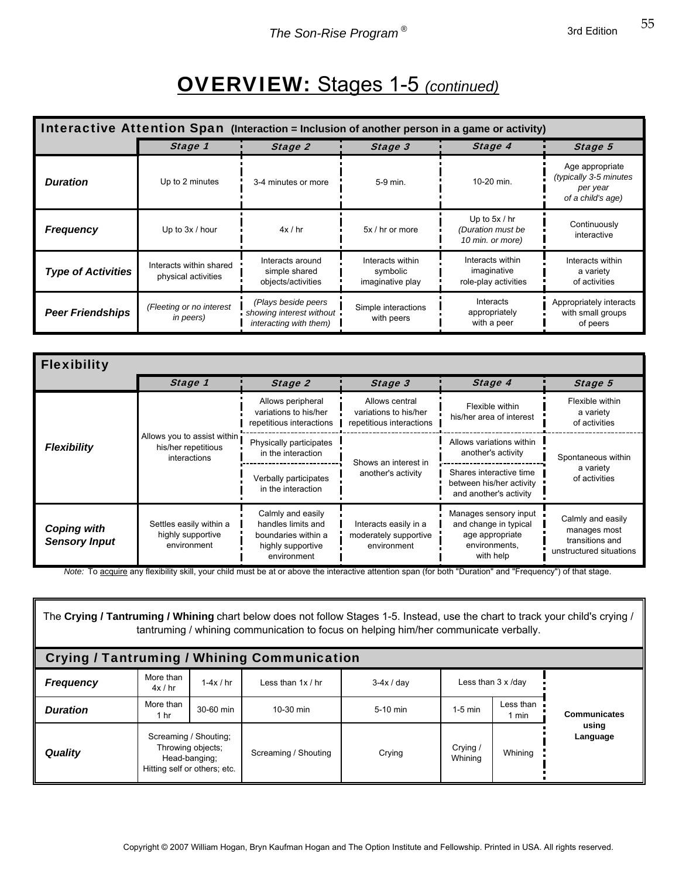# **OVERVIEW:** Stages 1-5 *(continued)*

| **Interactive Attention Span** (Interaction = Inclusion of another person in a game or activity) | | | | | |
|---|---|---|---|---|---|
| | ***Stage 1*** | ***Stage 2*** | ***Stage 3*** | ***Stage 4*** | ***Stage 5*** |
| ***Duration*** | Up to 2 minutes | 3-4 minutes or more | 5-9 min. | 10-20 min. | Age appropriate *(typically 3-5 minutes per year of a child's age)* |
| ***Frequency*** | Up to 3x / hour | 4x / hr | 5x / hr or more | Up to 5x / hr *(Duration must be 10 min. or more)* | Continuously interactive |
| ***Type of Activities*** | Interacts within shared physical activities | Interacts around simple shared objects/activities | Interacts within symbolic imaginative play | Interacts within imaginative role-play activities | Interacts within a variety of activities |
| ***Peer Friendships*** | *(Fleeting or no interest in peers)* | *(Plays beside peers showing interest without interacting with them)* | Simple interactions with peers | Interacts appropriately with a peer | Appropriately interacts with small groups of peers |

| **Flexibility** | | | | | |
|---|---|---|---|---|---|
| | ***Stage 1*** | ***Stage 2*** | ***Stage 3*** | ***Stage 4*** | ***Stage 5*** |
| ***Flexibility*** | Allows you to assist within his/her repetitious interactions | Allows peripheral variations to his/her repetitious interactions | Allows central variations to his/her repetitious interactions | Flexible within his/her area of interest | Flexible within a variety of activities |
| | | Physically participates in the interaction | Shows an interest in another's activity | Allows variations within another's activity | Spontaneous within a variety of activities |
| | | Verbally participates in the interaction | | Shares interactive time between his/her activity and another's activity | |
| ***Coping with Sensory Input*** | Settles easily within a highly supportive environment | Calmly and easily handles limits and boundaries within a highly supportive environment | Interacts easily in a moderately supportive environment | Manages sensory input and change in typical age appropriate environments, with help | Calmly and easily manages most transitions and unstructured situations |

*Note:* To acquire any flexibility skill, your child must be at or above the interactive attention span (for both "Duration" and "Frequency") of that stage.

The **Crying / Tantruming / Whining** chart below does not follow Stages 1-5. Instead, use the chart to track your child's crying / tantruming / whining communication to focus on helping him/her communicate verbally.

| **Crying / Tantruming / Whining Communication** | | | | | | | |
|---|---|---|---|---|---|---|---|
| ***Frequency*** | More than 4x / hr | 1-4x / hr | Less than 1x / hr | 3-4x / day | Less than 3 x /day | | **Communicates using Language** |
| ***Duration*** | More than 1 hr | 30-60 min | 10-30 min | 5-10 min | 1-5 min | Less than 1 min | |
| ***Quality*** | Screaming / Shouting; Throwing objects; Head-banging; Hitting self or others; etc. | | Screaming / Shouting | Crying | Crying / Whining | Whining | |

Copyright © 2007 William Hogan, Bryn Kaufman Hogan and The Option Institute and Fellowship. Printed in USA. All rights reserved.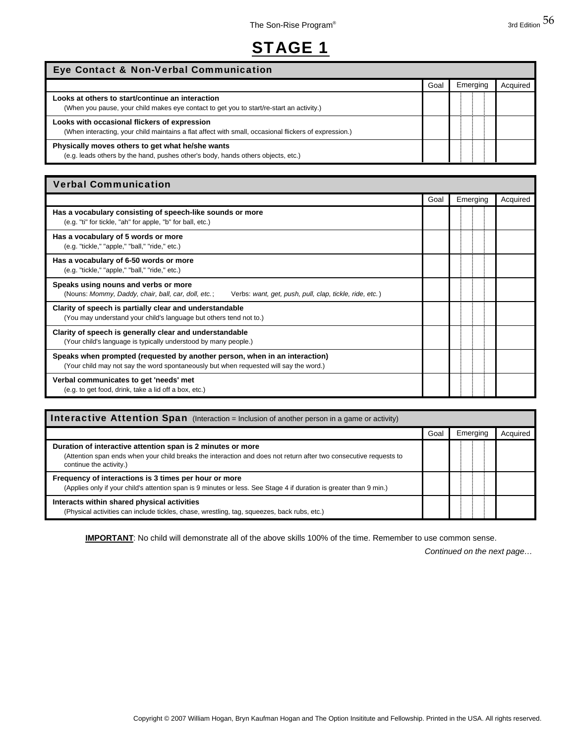# STAGE 1

| Eye Contact & Non-Verbal Communication | Goal | Emerging | Acquired |
|---|---|---|---|
| **Looks at others to start/continue an interaction**<br>(When you pause, your child makes eye contact to get you to start/re-start an activity.) | | | |
| **Looks with occasional flickers of expression**<br>(When interacting, your child maintains a flat affect with small, occasional flickers of expression.) | | | |
| **Physically moves others to get what he/she wants**<br>(e.g. leads others by the hand, pushes other's body, hands others objects, etc.) | | | |

| Verbal Communication | Goal | Emerging | Acquired |
|---|---|---|---|
| **Has a vocabulary consisting of speech-like sounds or more**<br>(e.g. "ti" for tickle, "ah" for apple, "b" for ball, etc.) | | | |
| **Has a vocabulary of 5 words or more**<br>(e.g. "tickle," "apple," "ball," "ride," etc.) | | | |
| **Has a vocabulary of 6-50 words or more**<br>(e.g. "tickle," "apple," "ball," "ride," etc.) | | | |
| **Speaks using nouns and verbs or more**<br>(Nouns: *Mommy, Daddy, chair, ball, car, doll, etc.*; Verbs: *want, get, push, pull, clap, tickle, ride, etc.*) | | | |
| **Clarity of speech is partially clear and understandable**<br>(You may understand your child's language but others tend not to.) | | | |
| **Clarity of speech is generally clear and understandable**<br>(Your child's language is typically understood by many people.) | | | |
| **Speaks when prompted (requested by another person, when in an interaction)**<br>(Your child may not say the word spontaneously but when requested will say the word.) | | | |
| **Verbal communicates to get 'needs' met**<br>(e.g. to get food, drink, take a lid off a box, etc.) | | | |

| Interactive Attention Span (Interaction = Inclusion of another person in a game or activity) | Goal | Emerging | Acquired |
|---|---|---|---|
| **Duration of interactive attention span is 2 minutes or more**<br>(Attention span ends when your child breaks the interaction and does not return after two consecutive requests to continue the activity.) | | | |
| **Frequency of interactions is 3 times per hour or more**<br>(Applies only if your child's attention span is 9 minutes or less. See Stage 4 if duration is greater than 9 min.) | | | |
| **Interacts within shared physical activities**<br>(Physical activities can include tickles, chase, wrestling, tag, squeezes, back rubs, etc.) | | | |

**IMPORTANT**: No child will demonstrate all of the above skills 100% of the time. Remember to use common sense.

*Continued on the next page…*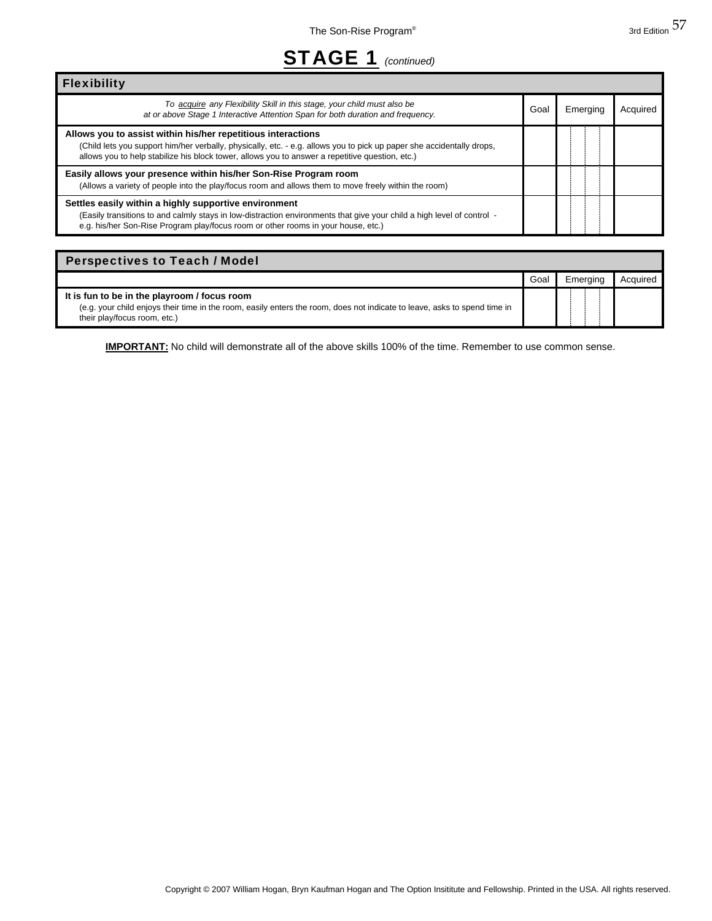# STAGE 1 *(continued)*

## Flexibility

| *To* *<u>acquire</u>* *any Flexibility Skill in this stage, your child must also be at or above Stage 1 Interactive Attention Span for both duration and frequency.* | Goal | Emerging | Acquired |
|---|---|---|---|
| **Allows you to assist within his/her repetitious interactions** (Child lets you support him/her verbally, physically, etc. - e.g. allows you to pick up paper she accidentally drops, allows you to help stabilize his block tower, allows you to answer a repetitive question, etc.) | | | |
| **Easily allows your presence within his/her Son-Rise Program room** (Allows a variety of people into the play/focus room and allows them to move freely within the room) | | | |
| **Settles easily within a highly supportive environment** (Easily transitions to and calmly stays in low-distraction environments that give your child a high level of control - e.g. his/her Son-Rise Program play/focus room or other rooms in your house, etc.) | | | |

## Perspectives to Teach / Model

| | Goal | Emerging | Acquired |
|---|---|---|---|
| **It is fun to be in the playroom / focus room** (e.g. your child enjoys their time in the room, easily enters the room, does not indicate to leave, asks to spend time in their play/focus room, etc.) | | | |

**<u>IMPORTANT:</u>** No child will demonstrate all of the above skills 100% of the time. Remember to use common sense.

Copyright © 2007 William Hogan, Bryn Kaufman Hogan and The Option Insititute and Fellowship. Printed in the USA. All rights reserved.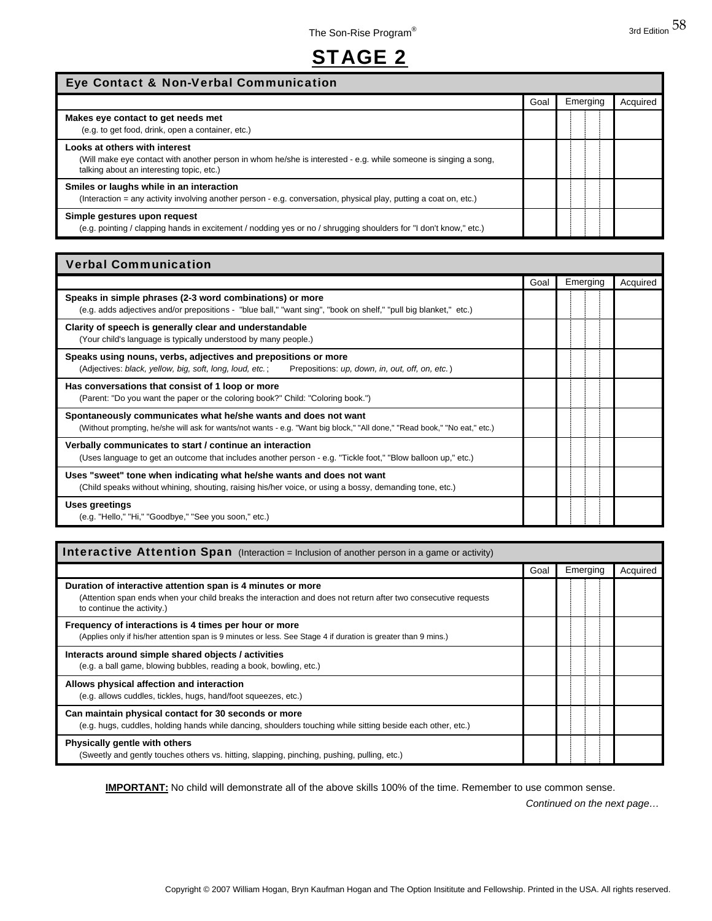# STAGE 2

## Eye Contact & Non-Verbal Communication

| | Goal | Emerging | Acquired |
|---|---|---|---|
| **Makes eye contact to get needs met**<br>(e.g. to get food, drink, open a container, etc.) | | | |
| **Looks at others with interest**<br>(Will make eye contact with another person in whom he/she is interested - e.g. while someone is singing a song, talking about an interesting topic, etc.) | | | |
| **Smiles or laughs while in an interaction**<br>(Interaction = any activity involving another person - e.g. conversation, physical play, putting a coat on, etc.) | | | |
| **Simple gestures upon request**<br>(e.g. pointing / clapping hands in excitement / nodding yes or no / shrugging shoulders for "I don't know," etc.) | | | |

## Verbal Communication

| | Goal | Emerging | Acquired |
|---|---|---|---|
| **Speaks in simple phrases (2-3 word combinations) or more**<br>(e.g. adds adjectives and/or prepositions - "blue ball," "want sing", "book on shelf," "pull big blanket," etc.) | | | |
| **Clarity of speech is generally clear and understandable**<br>(Your child's language is typically understood by many people.) | | | |
| **Speaks using nouns, verbs, adjectives and prepositions or more**<br>(Adjectives: *black, yellow, big, soft, long, loud, etc.*; Prepositions: *up, down, in, out, off, on, etc.*) | | | |
| **Has conversations that consist of 1 loop or more**<br>(Parent: "Do you want the paper or the coloring book?" Child: "Coloring book.") | | | |
| **Spontaneously communicates what he/she wants and does not want**<br>(Without prompting, he/she will ask for wants/not wants - e.g. "Want big block," "All done," "Read book," "No eat," etc.) | | | |
| **Verbally communicates to start / continue an interaction**<br>(Uses language to get an outcome that includes another person - e.g. "Tickle foot," "Blow balloon up," etc.) | | | |
| **Uses "sweet" tone when indicating what he/she wants and does not want**<br>(Child speaks without whining, shouting, raising his/her voice, or using a bossy, demanding tone, etc.) | | | |
| **Uses greetings**<br>(e.g. "Hello," "Hi," "Goodbye," "See you soon," etc.) | | | |

## Interactive Attention Span (Interaction = Inclusion of another person in a game or activity)

| | Goal | Emerging | Acquired |
|---|---|---|---|
| **Duration of interactive attention span is 4 minutes or more**<br>(Attention span ends when your child breaks the interaction and does not return after two consecutive requests to continue the activity.) | | | |
| **Frequency of interactions is 4 times per hour or more**<br>(Applies only if his/her attention span is 9 minutes or less. See Stage 4 if duration is greater than 9 mins.) | | | |
| **Interacts around simple shared objects / activities**<br>(e.g. a ball game, blowing bubbles, reading a book, bowling, etc.) | | | |
| **Allows physical affection and interaction**<br>(e.g. allows cuddles, tickles, hugs, hand/foot squeezes, etc.) | | | |
| **Can maintain physical contact for 30 seconds or more**<br>(e.g. hugs, cuddles, holding hands while dancing, shoulders touching while sitting beside each other, etc.) | | | |
| **Physically gentle with others**<br>(Sweetly and gently touches others vs. hitting, slapping, pinching, pushing, pulling, etc.) | | | |

**IMPORTANT:** No child will demonstrate all of the above skills 100% of the time. Remember to use common sense.

*Continued on the next page…*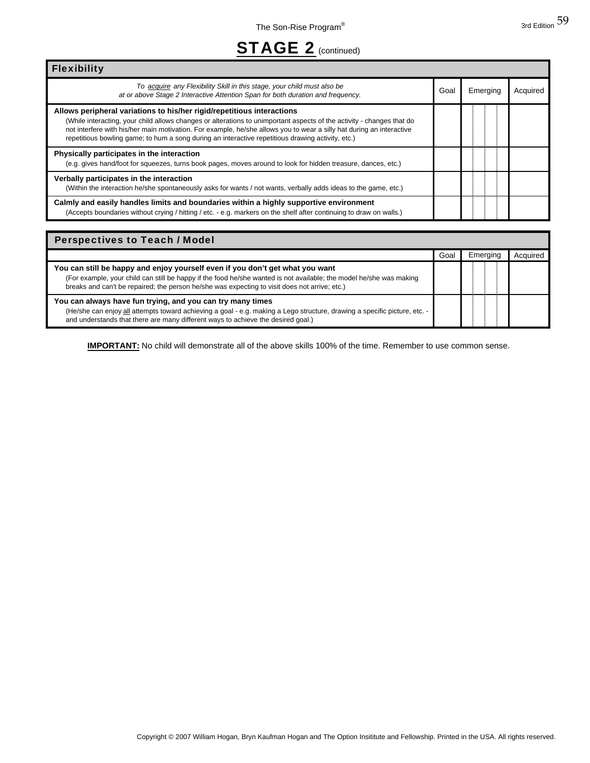# STAGE 2 (continued)

## Flexibility

| *To acquire any Flexibility Skill in this stage, your child must also be at or above Stage 2 Interactive Attention Span for both duration and frequency.* | Goal | Emerging | Acquired |
|---|---|---|---|
| **Allows peripheral variations to his/her rigid/repetitious interactions**<br>(While interacting, your child allows changes or alterations to unimportant aspects of the activity - changes that do not interfere with his/her main motivation. For example, he/she allows you to wear a silly hat during an interactive repetitious bowling game; to hum a song during an interactive repetitious drawing activity, etc.) | | | |
| **Physically participates in the interaction**<br>(e.g. gives hand/foot for squeezes, turns book pages, moves around to look for hidden treasure, dances, etc.) | | | |
| **Verbally participates in the interaction**<br>(Within the interaction he/she spontaneously asks for wants / not wants, verbally adds ideas to the game, etc.) | | | |
| **Calmly and easily handles limits and boundaries within a highly supportive environment**<br>(Accepts boundaries without crying / hitting / etc. - e.g. markers on the shelf after continuing to draw on walls.) | | | |

## Perspectives to Teach / Model

| | Goal | Emerging | Acquired |
|---|---|---|---|
| **You can still be happy and enjoy yourself even if you don't get what you want**<br>(For example, your child can still be happy if the food he/she wanted is not available; the model he/she was making breaks and can't be repaired; the person he/she was expecting to visit does not arrive; etc.) | | | |
| **You can always have fun trying, and you can try many times**<br>(He/she can enjoy <u>all</u> attempts toward achieving a goal - e.g. making a Lego structure, drawing a specific picture, etc. - and understands that there are many different ways to achieve the desired goal.) | | | |

**<u>IMPORTANT:</u>** No child will demonstrate all of the above skills 100% of the time. Remember to use common sense.

Copyright © 2007 William Hogan, Bryn Kaufman Hogan and The Option Insititute and Fellowship. Printed in the USA. All rights reserved.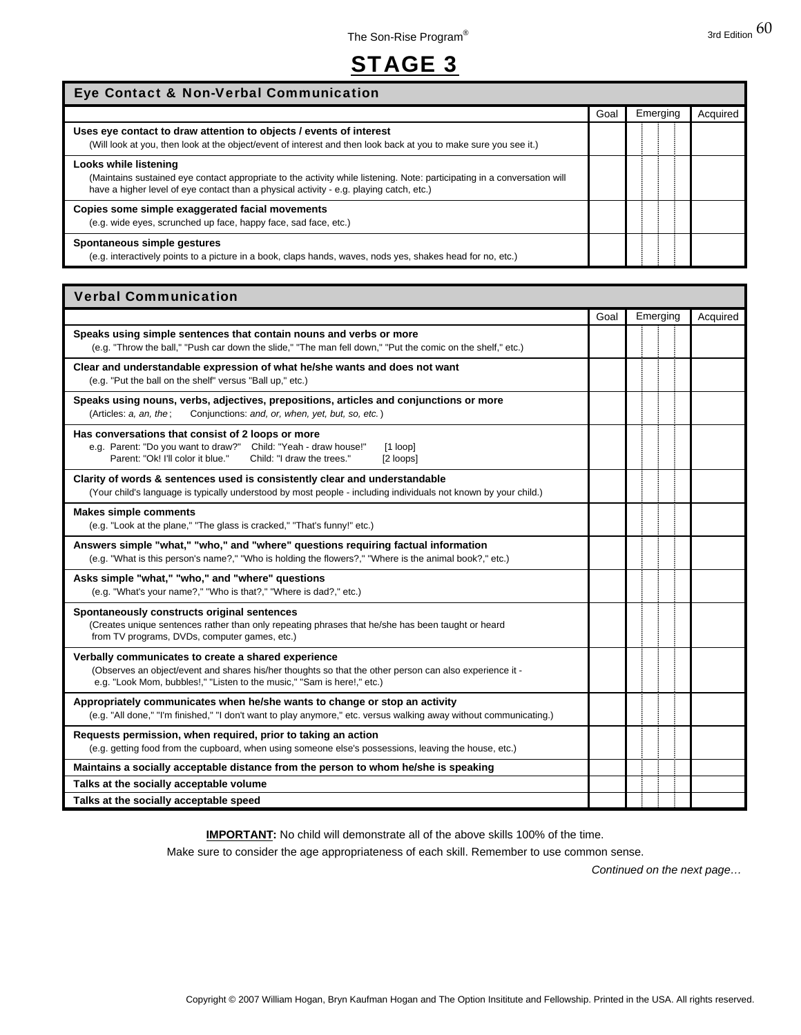# STAGE 3

| Eye Contact & Non-Verbal Communication | Goal | Emerging | Acquired |
|---|---|---|---|
| **Uses eye contact to draw attention to objects / events of interest** (Will look at you, then look at the object/event of interest and then look back at you to make sure you see it.) | | | |
| **Looks while listening** (Maintains sustained eye contact appropriate to the activity while listening. Note: participating in a conversation will have a higher level of eye contact than a physical activity - e.g. playing catch, etc.) | | | |
| **Copies some simple exaggerated facial movements** (e.g. wide eyes, scrunched up face, happy face, sad face, etc.) | | | |
| **Spontaneous simple gestures** (e.g. interactively points to a picture in a book, claps hands, waves, nods yes, shakes head for no, etc.) | | | |

| Verbal Communication | Goal | Emerging | Acquired |
|---|---|---|---|
| **Speaks using simple sentences that contain nouns and verbs or more** (e.g. "Throw the ball," "Push car down the slide," "The man fell down," "Put the comic on the shelf," etc.) | | | |
| **Clear and understandable expression of what he/she wants and does not want** (e.g. "Put the ball on the shelf" versus "Ball up," etc.) | | | |
| **Speaks using nouns, verbs, adjectives, prepositions, articles and conjunctions or more** (Articles: *a, an, the*; Conjunctions: *and, or, when, yet, but, so, etc.*) | | | |
| **Has conversations that consist of 2 loops or more** e.g. Parent: "Do you want to draw?" Child: "Yeah - draw house!" [1 loop] Parent: "Ok! I'll color it blue." Child: "I draw the trees." [2 loops] | | | |
| **Clarity of words & sentences used is consistently clear and understandable** (Your child's language is typically understood by most people - including individuals not known by your child.) | | | |
| **Makes simple comments** (e.g. "Look at the plane," "The glass is cracked," "That's funny!" etc.) | | | |
| **Answers simple "what," "who," and "where" questions requiring factual information** (e.g. "What is this person's name?," "Who is holding the flowers?," "Where is the animal book?," etc.) | | | |
| **Asks simple "what," "who," and "where" questions** (e.g. "What's your name?," "Who is that?," "Where is dad?," etc.) | | | |
| **Spontaneously constructs original sentences** (Creates unique sentences rather than only repeating phrases that he/she has been taught or heard from TV programs, DVDs, computer games, etc.) | | | |
| **Verbally communicates to create a shared experience** (Observes an object/event and shares his/her thoughts so that the other person can also experience it - e.g. "Look Mom, bubbles!," "Listen to the music," "Sam is here!," etc.) | | | |
| **Appropriately communicates when he/she wants to change or stop an activity** (e.g. "All done," "I'm finished," "I don't want to play anymore," etc. versus walking away without communicating.) | | | |
| **Requests permission, when required, prior to taking an action** (e.g. getting food from the cupboard, when using someone else's possessions, leaving the house, etc.) | | | |
| **Maintains a socially acceptable distance from the person to whom he/she is speaking** | | | |
| **Talks at the socially acceptable volume** | | | |
| **Talks at the socially acceptable speed** | | | |

**IMPORTANT:** No child will demonstrate all of the above skills 100% of the time.

Make sure to consider the age appropriateness of each skill. Remember to use common sense.

*Continued on the next page…*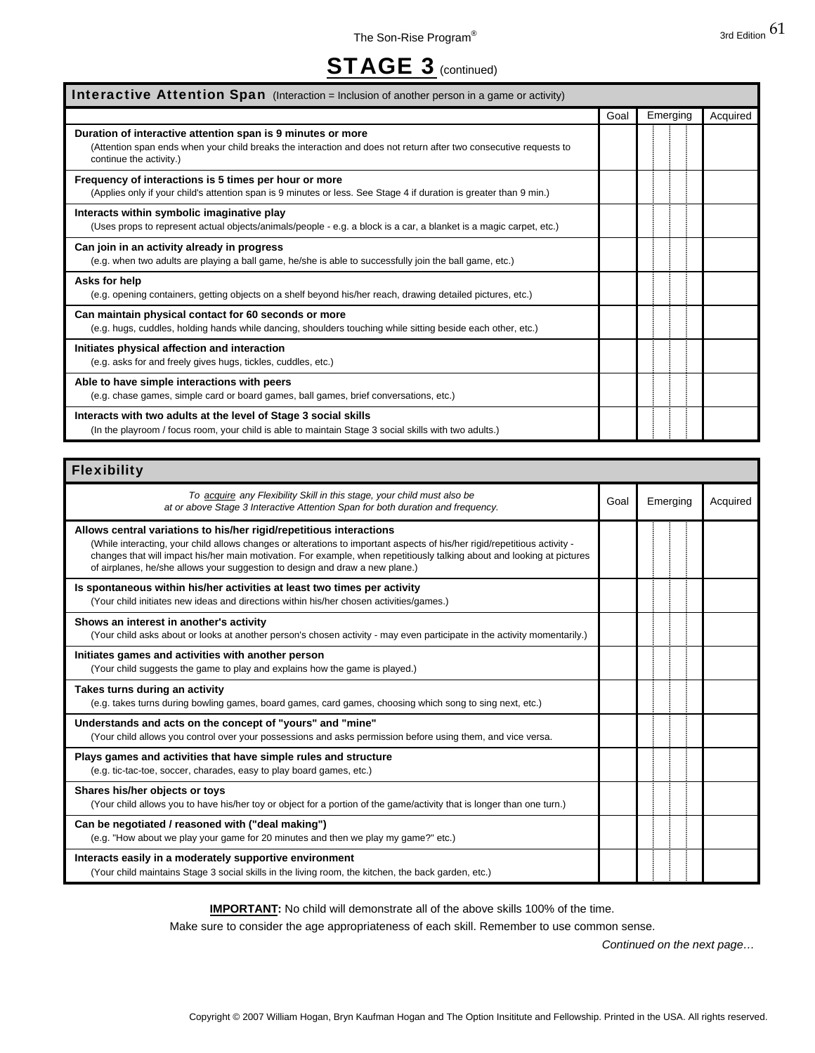# STAGE 3 (continued)

## Interactive Attention Span (Interaction = Inclusion of another person in a game or activity)

| | Goal | Emerging | Acquired |
|---|---|---|---|
| **Duration of interactive attention span is 9 minutes or more** (Attention span ends when your child breaks the interaction and does not return after two consecutive requests to continue the activity.) | | | |
| **Frequency of interactions is 5 times per hour or more** (Applies only if your child's attention span is 9 minutes or less. See Stage 4 if duration is greater than 9 min.) | | | |
| **Interacts within symbolic imaginative play** (Uses props to represent actual objects/animals/people - e.g. a block is a car, a blanket is a magic carpet, etc.) | | | |
| **Can join in an activity already in progress** (e.g. when two adults are playing a ball game, he/she is able to successfully join the ball game, etc.) | | | |
| **Asks for help** (e.g. opening containers, getting objects on a shelf beyond his/her reach, drawing detailed pictures, etc.) | | | |
| **Can maintain physical contact for 60 seconds or more** (e.g. hugs, cuddles, holding hands while dancing, shoulders touching while sitting beside each other, etc.) | | | |
| **Initiates physical affection and interaction** (e.g. asks for and freely gives hugs, tickles, cuddles, etc.) | | | |
| **Able to have simple interactions with peers** (e.g. chase games, simple card or board games, ball games, brief conversations, etc.) | | | |
| **Interacts with two adults at the level of Stage 3 social skills** (In the playroom / focus room, your child is able to maintain Stage 3 social skills with two adults.) | | | |

## Flexibility

| *To acquire any Flexibility Skill in this stage, your child must also be at or above Stage 3 Interactive Attention Span for both duration and frequency.* | Goal | Emerging | Acquired |
|---|---|---|---|
| **Allows central variations to his/her rigid/repetitious interactions** (While interacting, your child allows changes or alterations to important aspects of his/her rigid/repetitious activity - changes that will impact his/her main motivation. For example, when repetitiously talking about and looking at pictures of airplanes, he/she allows your suggestion to design and draw a new plane.) | | | |
| **Is spontaneous within his/her activities at least two times per activity** (Your child initiates new ideas and directions within his/her chosen activities/games.) | | | |
| **Shows an interest in another's activity** (Your child asks about or looks at another person's chosen activity - may even participate in the activity momentarily.) | | | |
| **Initiates games and activities with another person** (Your child suggests the game to play and explains how the game is played.) | | | |
| **Takes turns during an activity** (e.g. takes turns during bowling games, board games, card games, choosing which song to sing next, etc.) | | | |
| **Understands and acts on the concept of "yours" and "mine"** (Your child allows you control over your possessions and asks permission before using them, and vice versa. | | | |
| **Plays games and activities that have simple rules and structure** (e.g. tic-tac-toe, soccer, charades, easy to play board games, etc.) | | | |
| **Shares his/her objects or toys** (Your child allows you to have his/her toy or object for a portion of the game/activity that is longer than one turn.) | | | |
| **Can be negotiated / reasoned with ("deal making")** (e.g. "How about we play your game for 20 minutes and then we play my game?" etc.) | | | |
| **Interacts easily in a moderately supportive environment** (Your child maintains Stage 3 social skills in the living room, the kitchen, the back garden, etc.) | | | |

**IMPORTANT:** No child will demonstrate all of the above skills 100% of the time.

Make sure to consider the age appropriateness of each skill. Remember to use common sense.

*Continued on the next page…*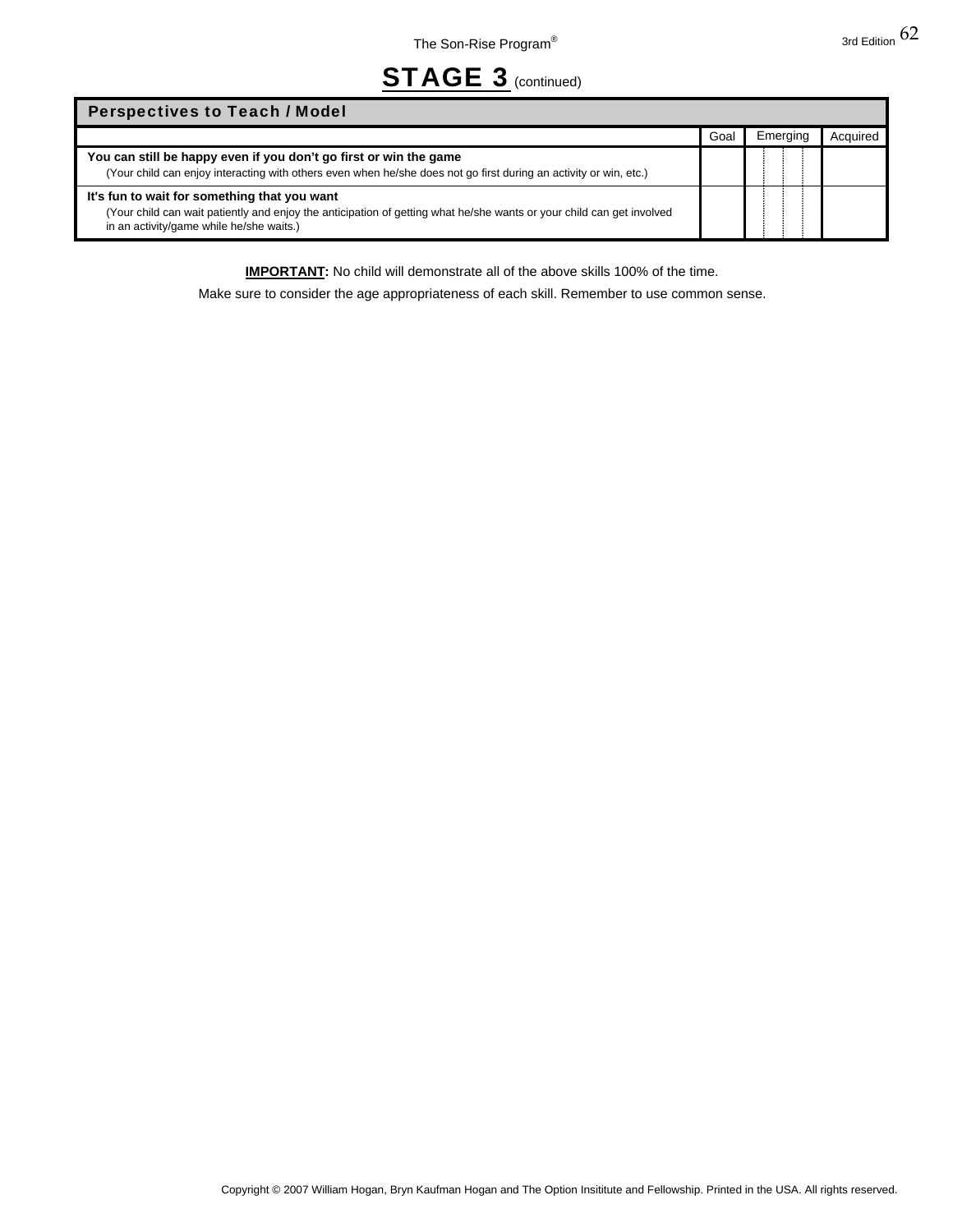# STAGE 3 (continued)

| Perspectives to Teach / Model | Goal | Emerging | Acquired |
|---|---|---|---|
| **You can still be happy even if you don't go first or win the game** (Your child can enjoy interacting with others even when he/she does not go first during an activity or win, etc.) | | | |
| **It's fun to wait for something that you want** (Your child can wait patiently and enjoy the anticipation of getting what he/she wants or your child can get involved in an activity/game while he/she waits.) | | | |

**IMPORTANT:** No child will demonstrate all of the above skills 100% of the time.

Make sure to consider the age appropriateness of each skill. Remember to use common sense.

Copyright © 2007 William Hogan, Bryn Kaufman Hogan and The Option Insititute and Fellowship. Printed in the USA. All rights reserved.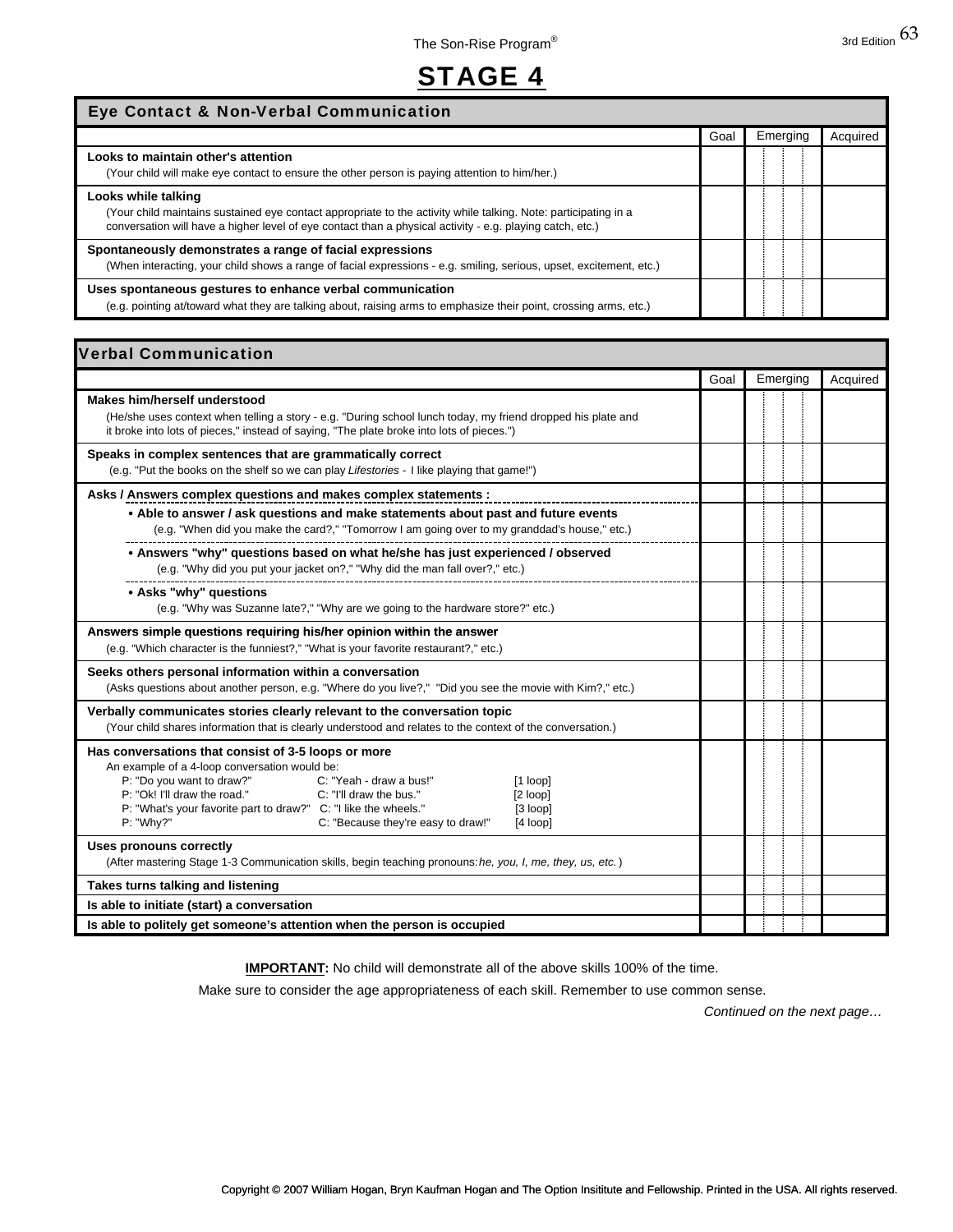# STAGE 4

## Eye Contact & Non-Verbal Communication

| | Goal | Emerging | Acquired |
|---|---|---|---|
| **Looks to maintain other's attention**<br>(Your child will make eye contact to ensure the other person is paying attention to him/her.) | | | |
| **Looks while talking**<br>(Your child maintains sustained eye contact appropriate to the activity while talking. Note: participating in a conversation will have a higher level of eye contact than a physical activity - e.g. playing catch, etc.) | | | |
| **Spontaneously demonstrates a range of facial expressions**<br>(When interacting, your child shows a range of facial expressions - e.g. smiling, serious, upset, excitement, etc.) | | | |
| **Uses spontaneous gestures to enhance verbal communication**<br>(e.g. pointing at/toward what they are talking about, raising arms to emphasize their point, crossing arms, etc.) | | | |

## Verbal Communication

| | Goal | Emerging | Acquired |
|---|---|---|---|
| **Makes him/herself understood**<br>(He/she uses context when telling a story - e.g. "During school lunch today, my friend dropped his plate and it broke into lots of pieces," instead of saying, "The plate broke into lots of pieces.") | | | |
| **Speaks in complex sentences that are grammatically correct**<br>(e.g. "Put the books on the shelf so we can play *Lifestories* - I like playing that game!") | | | |
| **Asks / Answers complex questions and makes complex statements :** | | | |
| **• Able to answer / ask questions and make statements about past and future events**<br>(e.g. "When did you make the card?," "Tomorrow I am going over to my granddad's house," etc.) | | | |
| **• Answers "why" questions based on what he/she has just experienced / observed**<br>(e.g. "Why did you put your jacket on?," "Why did the man fall over?," etc.) | | | |
| **• Asks "why" questions**<br>(e.g. "Why was Suzanne late?," "Why are we going to the hardware store?" etc.) | | | |
| **Answers simple questions requiring his/her opinion within the answer**<br>(e.g. "Which character is the funniest?," "What is your favorite restaurant?," etc.) | | | |
| **Seeks others personal information within a conversation**<br>(Asks questions about another person, e.g. "Where do you live?," "Did you see the movie with Kim?," etc.) | | | |
| **Verbally communicates stories clearly relevant to the conversation topic**<br>(Your child shares information that is clearly understood and relates to the context of the conversation.) | | | |
| **Has conversations that consist of 3-5 loops or more**<br>An example of a 4-loop conversation would be:<br>P: "Do you want to draw?" C: "Yeah - draw a bus!" [1 loop]<br>P: "Ok! I'll draw the road." C: "I'll draw the bus." [2 loop]<br>P: "What's your favorite part to draw?" C: "I like the wheels." [3 loop]<br>P: "Why?" C: "Because they're easy to draw!" [4 loop] | | | |
| **Uses pronouns correctly**<br>(After mastering Stage 1-3 Communication skills, begin teaching pronouns: *he, you, I, me, they, us, etc.*) | | | |
| **Takes turns talking and listening** | | | |
| **Is able to initiate (start) a conversation** | | | |
| **Is able to politely get someone's attention when the person is occupied** | | | |

**IMPORTANT:** No child will demonstrate all of the above skills 100% of the time.

Make sure to consider the age appropriateness of each skill. Remember to use common sense.

*Continued on the next page…*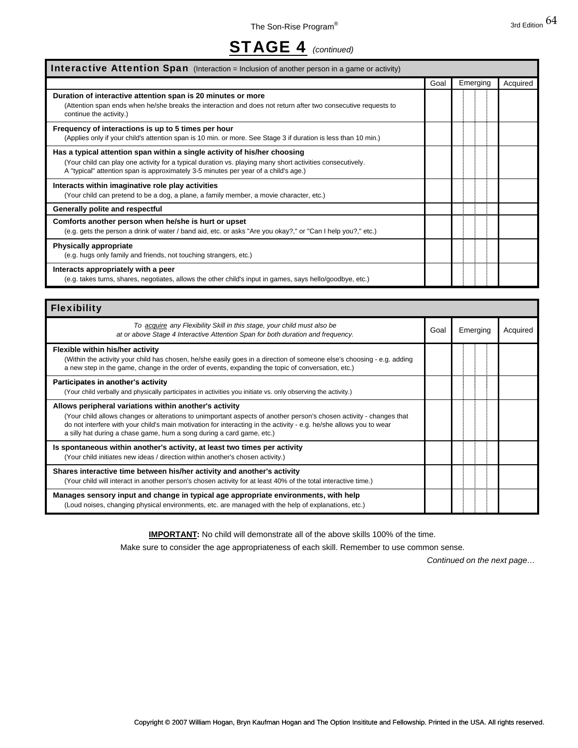# STAGE 4 *(continued)*

## Interactive Attention Span (Interaction = Inclusion of another person in a game or activity)

| | Goal | Emerging | Acquired |
|---|---|---|---|
| **Duration of interactive attention span is 20 minutes or more**<br>(Attention span ends when he/she breaks the interaction and does not return after two consecutive requests to continue the activity.) | | | |
| **Frequency of interactions is up to 5 times per hour**<br>(Applies only if your child's attention span is 10 min. or more. See Stage 3 if duration is less than 10 min.) | | | |
| **Has a typical attention span within a single activity of his/her choosing**<br>(Your child can play one activity for a typical duration vs. playing many short activities consecutively. A "typical" attention span is approximately 3-5 minutes per year of a child's age.) | | | |
| **Interacts within imaginative role play activities**<br>(Your child can pretend to be a dog, a plane, a family member, a movie character, etc.) | | | |
| **Generally polite and respectful** | | | |
| **Comforts another person when he/she is hurt or upset**<br>(e.g. gets the person a drink of water / band aid, etc. or asks "Are you okay?," or "Can I help you?," etc.) | | | |
| **Physically appropriate**<br>(e.g. hugs only family and friends, not touching strangers, etc.) | | | |
| **Interacts appropriately with a peer**<br>(e.g. takes turns, shares, negotiates, allows the other child's input in games, says hello/goodbye, etc.) | | | |

## Flexibility

| *To acquire any Flexibility Skill in this stage, your child must also be at or above Stage 4 Interactive Attention Span for both duration and frequency.* | Goal | Emerging | Acquired |
|---|---|---|---|
| **Flexible within his/her activity**<br>(Within the activity your child has chosen, he/she easily goes in a direction of someone else's choosing - e.g. adding a new step in the game, change in the order of events, expanding the topic of conversation, etc.) | | | |
| **Participates in another's activity**<br>(Your child verbally and physically participates in activities you initiate vs. only observing the activity.) | | | |
| **Allows peripheral variations within another's activity**<br>(Your child allows changes or alterations to unimportant aspects of another person's chosen activity - changes that do not interfere with your child's main motivation for interacting in the activity - e.g. he/she allows you to wear a silly hat during a chase game, hum a song during a card game, etc.) | | | |
| **Is spontaneous within another's activity, at least two times per activity**<br>(Your child initiates new ideas / direction within another's chosen activity.) | | | |
| **Shares interactive time between his/her activity and another's activity**<br>(Your child will interact in another person's chosen activity for at least 40% of the total interactive time.) | | | |
| **Manages sensory input and change in typical age appropriate environments, with help**<br>(Loud noises, changing physical environments, etc. are managed with the help of explanations, etc.) | | | |

**IMPORTANT:** No child will demonstrate all of the above skills 100% of the time.

Make sure to consider the age appropriateness of each skill. Remember to use common sense.

*Continued on the next page…*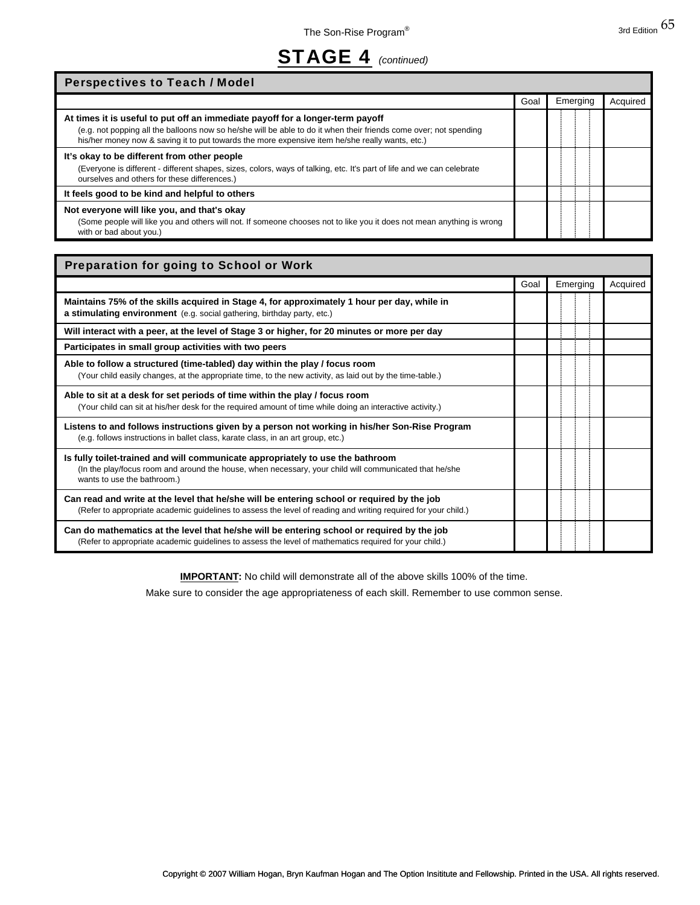# STAGE 4 *(continued)*

## Perspectives to Teach / Model

| | Goal | Emerging | Acquired |
|---|---|---|---|
| **At times it is useful to put off an immediate payoff for a longer-term payoff** (e.g. not popping all the balloons now so he/she will be able to do it when their friends come over; not spending his/her money now & saving it to put towards the more expensive item he/she really wants, etc.) | | | |
| **It's okay to be different from other people** (Everyone is different - different shapes, sizes, colors, ways of talking, etc. It's part of life and we can celebrate ourselves and others for these differences.) | | | |
| **It feels good to be kind and helpful to others** | | | |
| **Not everyone will like you, and that's okay** (Some people will like you and others will not. If someone chooses not to like you it does not mean anything is wrong with or bad about you.) | | | |

## Preparation for going to School or Work

| | Goal | Emerging | Acquired |
|---|---|---|---|
| **Maintains 75% of the skills acquired in Stage 4, for approximately 1 hour per day, while in a stimulating environment** (e.g. social gathering, birthday party, etc.) | | | |
| **Will interact with a peer, at the level of Stage 3 or higher, for 20 minutes or more per day** | | | |
| **Participates in small group activities with two peers** | | | |
| **Able to follow a structured (time-tabled) day within the play / focus room** (Your child easily changes, at the appropriate time, to the new activity, as laid out by the time-table.) | | | |
| **Able to sit at a desk for set periods of time within the play / focus room** (Your child can sit at his/her desk for the required amount of time while doing an interactive activity.) | | | |
| **Listens to and follows instructions given by a person not working in his/her Son-Rise Program** (e.g. follows instructions in ballet class, karate class, in an art group, etc.) | | | |
| **Is fully toilet-trained and will communicate appropriately to use the bathroom** (In the play/focus room and around the house, when necessary, your child will communicated that he/she wants to use the bathroom.) | | | |
| **Can read and write at the level that he/she will be entering school or required by the job** (Refer to appropriate academic guidelines to assess the level of reading and writing required for your child.) | | | |
| **Can do mathematics at the level that he/she will be entering school or required by the job** (Refer to appropriate academic guidelines to assess the level of mathematics required for your child.) | | | |

**IMPORTANT:** No child will demonstrate all of the above skills 100% of the time.

Make sure to consider the age appropriateness of each skill. Remember to use common sense.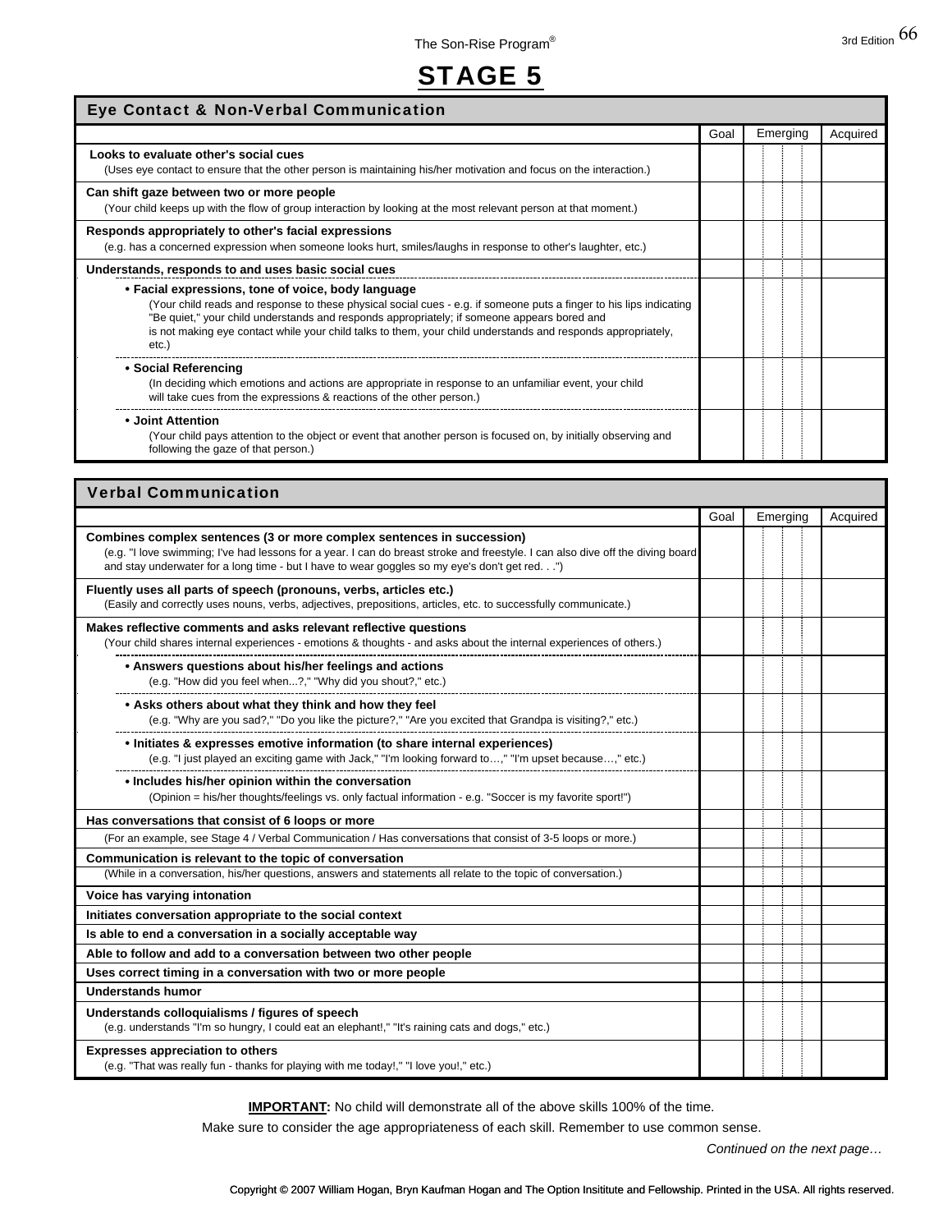# STAGE 5

| Eye Contact & Non-Verbal Communication | Goal | Emerging | Acquired |
|---|---|---|---|
| **Looks to evaluate other's social cues** (Uses eye contact to ensure that the other person is maintaining his/her motivation and focus on the interaction.) | | | |
| **Can shift gaze between two or more people** (Your child keeps up with the flow of group interaction by looking at the most relevant person at that moment.) | | | |
| **Responds appropriately to other's facial expressions** (e.g. has a concerned expression when someone looks hurt, smiles/laughs in response to other's laughter, etc.) | | | |
| **Understands, responds to and uses basic social cues** | | | |
| **• Facial expressions, tone of voice, body language** (Your child reads and response to these physical social cues - e.g. if someone puts a finger to his lips indicating "Be quiet," your child understands and responds appropriately; if someone appears bored and is not making eye contact while your child talks to them, your child understands and responds appropriately, etc.) | | | |
| **• Social Referencing** (In deciding which emotions and actions are appropriate in response to an unfamiliar event, your child will take cues from the expressions & reactions of the other person.) | | | |
| **• Joint Attention** (Your child pays attention to the object or event that another person is focused on, by initially observing and following the gaze of that person.) | | | |

| Verbal Communication | Goal | Emerging | Acquired |
|---|---|---|---|
| **Combines complex sentences (3 or more complex sentences in succession)** (e.g. "I love swimming; I've had lessons for a year. I can do breast stroke and freestyle. I can also dive off the diving board and stay underwater for a long time - but I have to wear goggles so my eye's don't get red. . .") | | | |
| **Fluently uses all parts of speech (pronouns, verbs, articles etc.)** (Easily and correctly uses nouns, verbs, adjectives, prepositions, articles, etc. to successfully communicate.) | | | |
| **Makes reflective comments and asks relevant reflective questions** (Your child shares internal experiences - emotions & thoughts - and asks about the internal experiences of others.) | | | |
| **• Answers questions about his/her feelings and actions** (e.g. "How did you feel when...?," "Why did you shout?," etc.) | | | |
| **• Asks others about what they think and how they feel** (e.g. "Why are you sad?," "Do you like the picture?," "Are you excited that Grandpa is visiting?," etc.) | | | |
| **• Initiates & expresses emotive information (to share internal experiences)** (e.g. "I just played an exciting game with Jack," "I'm looking forward to…," "I'm upset because…," etc.) | | | |
| **• Includes his/her opinion within the conversation** (Opinion = his/her thoughts/feelings vs. only factual information - e.g. "Soccer is my favorite sport!") | | | |
| **Has conversations that consist of 6 loops or more** | | | |
| (For an example, see Stage 4 / Verbal Communication / Has conversations that consist of 3-5 loops or more.) | | | |
| **Communication is relevant to the topic of conversation** (While in a conversation, his/her questions, answers and statements all relate to the topic of conversation.) | | | |
| **Voice has varying intonation** | | | |
| **Initiates conversation appropriate to the social context** | | | |
| **Is able to end a conversation in a socially acceptable way** | | | |
| **Able to follow and add to a conversation between two other people** | | | |
| **Uses correct timing in a conversation with two or more people** | | | |
| **Understands humor** | | | |
| **Understands colloquialisms / figures of speech** (e.g. understands "I'm so hungry, I could eat an elephant!," "It's raining cats and dogs," etc.) | | | |
| **Expresses appreciation to others** (e.g. "That was really fun - thanks for playing with me today!," "I love you!," etc.) | | | |

**IMPORTANT:** No child will demonstrate all of the above skills 100% of the time.

Make sure to consider the age appropriateness of each skill. Remember to use common sense.

*Continued on the next page…*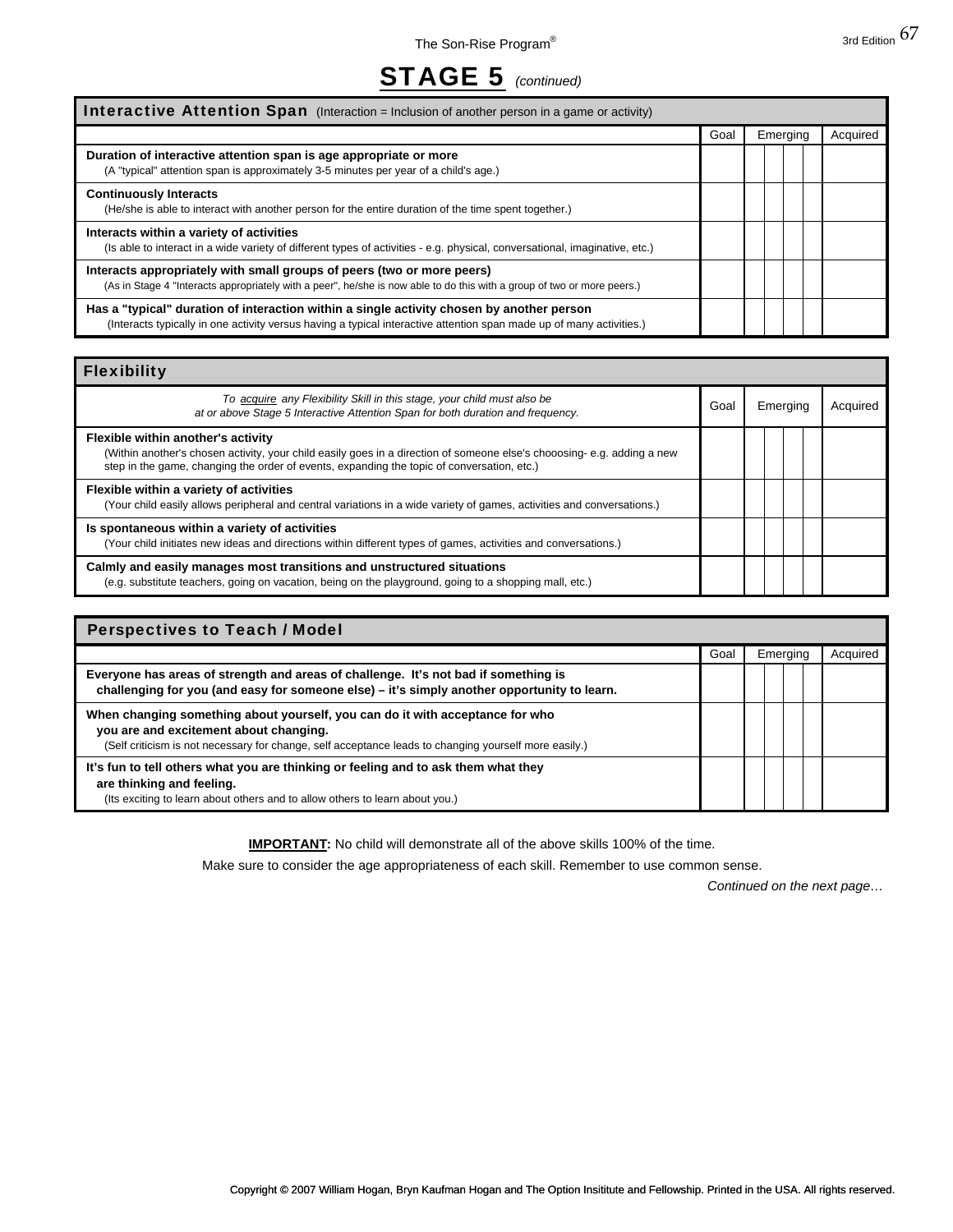# STAGE 5 *(continued)*

## Interactive Attention Span (Interaction = Inclusion of another person in a game or activity)

| | Goal | Emerging | | | | Acquired |
|---|---|---|---|---|---|---|
| **Duration of interactive attention span is age appropriate or more** (A "typical" attention span is approximately 3-5 minutes per year of a child's age.) | | | | | | |
| **Continuously Interacts** (He/she is able to interact with another person for the entire duration of the time spent together.) | | | | | | |
| **Interacts within a variety of activities** (Is able to interact in a wide variety of different types of activities - e.g. physical, conversational, imaginative, etc.) | | | | | | |
| **Interacts appropriately with small groups of peers (two or more peers)** (As in Stage 4 "Interacts appropriately with a peer", he/she is now able to do this with a group of two or more peers.) | | | | | | |
| **Has a "typical" duration of interaction within a single activity chosen by another person** (Interacts typically in one activity versus having a typical interactive attention span made up of many activities.) | | | | | | |

## Flexibility

| *To acquire any Flexibility Skill in this stage, your child must also be at or above Stage 5 Interactive Attention Span for both duration and frequency.* | Goal | Emerging | | | | Acquired |
|---|---|---|---|---|---|---|
| **Flexible within another's activity** (Within another's chosen activity, your child easily goes in a direction of someone else's chooosing- e.g. adding a new step in the game, changing the order of events, expanding the topic of conversation, etc.) | | | | | | |
| **Flexible within a variety of activities** (Your child easily allows peripheral and central variations in a wide variety of games, activities and conversations.) | | | | | | |
| **Is spontaneous within a variety of activities** (Your child initiates new ideas and directions within different types of games, activities and conversations.) | | | | | | |
| **Calmly and easily manages most transitions and unstructured situations** (e.g. substitute teachers, going on vacation, being on the playground, going to a shopping mall, etc.) | | | | | | |

## Perspectives to Teach / Model

| | Goal | Emerging | | | | Acquired |
|---|---|---|---|---|---|---|
| **Everyone has areas of strength and areas of challenge. It's not bad if something is challenging for you (and easy for someone else) – it's simply another opportunity to learn.** | | | | | | |
| **When changing something about yourself, you can do it with acceptance for who you are and excitement about changing.** (Self criticism is not necessary for change, self acceptance leads to changing yourself more easily.) | | | | | | |
| **It's fun to tell others what you are thinking or feeling and to ask them what they are thinking and feeling.** (Its exciting to learn about others and to allow others to learn about you.) | | | | | | |

**IMPORTANT:** No child will demonstrate all of the above skills 100% of the time.

Make sure to consider the age appropriateness of each skill. Remember to use common sense.

*Continued on the next page…*

Copyright © 2007 William Hogan, Bryn Kaufman Hogan and The Option Insititute and Fellowship. Printed in the USA. All rights reserved.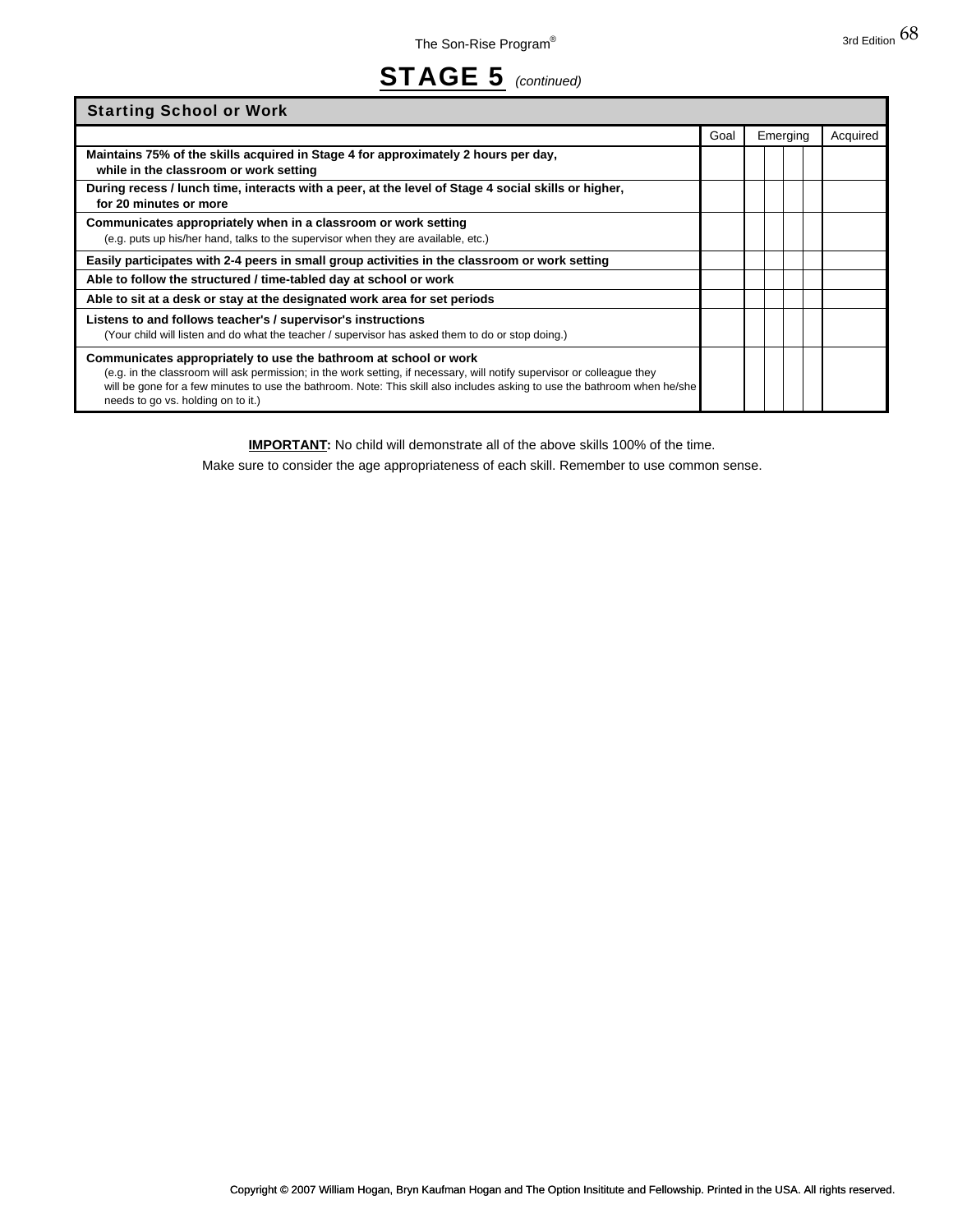# STAGE 5 *(continued)*

| Starting School or Work | Goal | Emerging | | | | Acquired |
|---|---|---|---|---|---|---|
| **Maintains 75% of the skills acquired in Stage 4 for approximately 2 hours per day, while in the classroom or work setting** | | | | | | |
| **During recess / lunch time, interacts with a peer, at the level of Stage 4 social skills or higher, for 20 minutes or more** | | | | | | |
| **Communicates appropriately when in a classroom or work setting** (e.g. puts up his/her hand, talks to the supervisor when they are available, etc.) | | | | | | |
| **Easily participates with 2-4 peers in small group activities in the classroom or work setting** | | | | | | |
| **Able to follow the structured / time-tabled day at school or work** | | | | | | |
| **Able to sit at a desk or stay at the designated work area for set periods** | | | | | | |
| **Listens to and follows teacher's / supervisor's instructions** (Your child will listen and do what the teacher / supervisor has asked them to do or stop doing.) | | | | | | |
| **Communicates appropriately to use the bathroom at school or work** (e.g. in the classroom will ask permission; in the work setting, if necessary, will notify supervisor or colleague they will be gone for a few minutes to use the bathroom. Note: This skill also includes asking to use the bathroom when he/she needs to go vs. holding on to it.) | | | | | | |

**IMPORTANT:** No child will demonstrate all of the above skills 100% of the time.

Make sure to consider the age appropriateness of each skill. Remember to use common sense.

Copyright © 2007 William Hogan, Bryn Kaufman Hogan and The Option Insititute and Fellowship. Printed in the USA. All rights reserved.